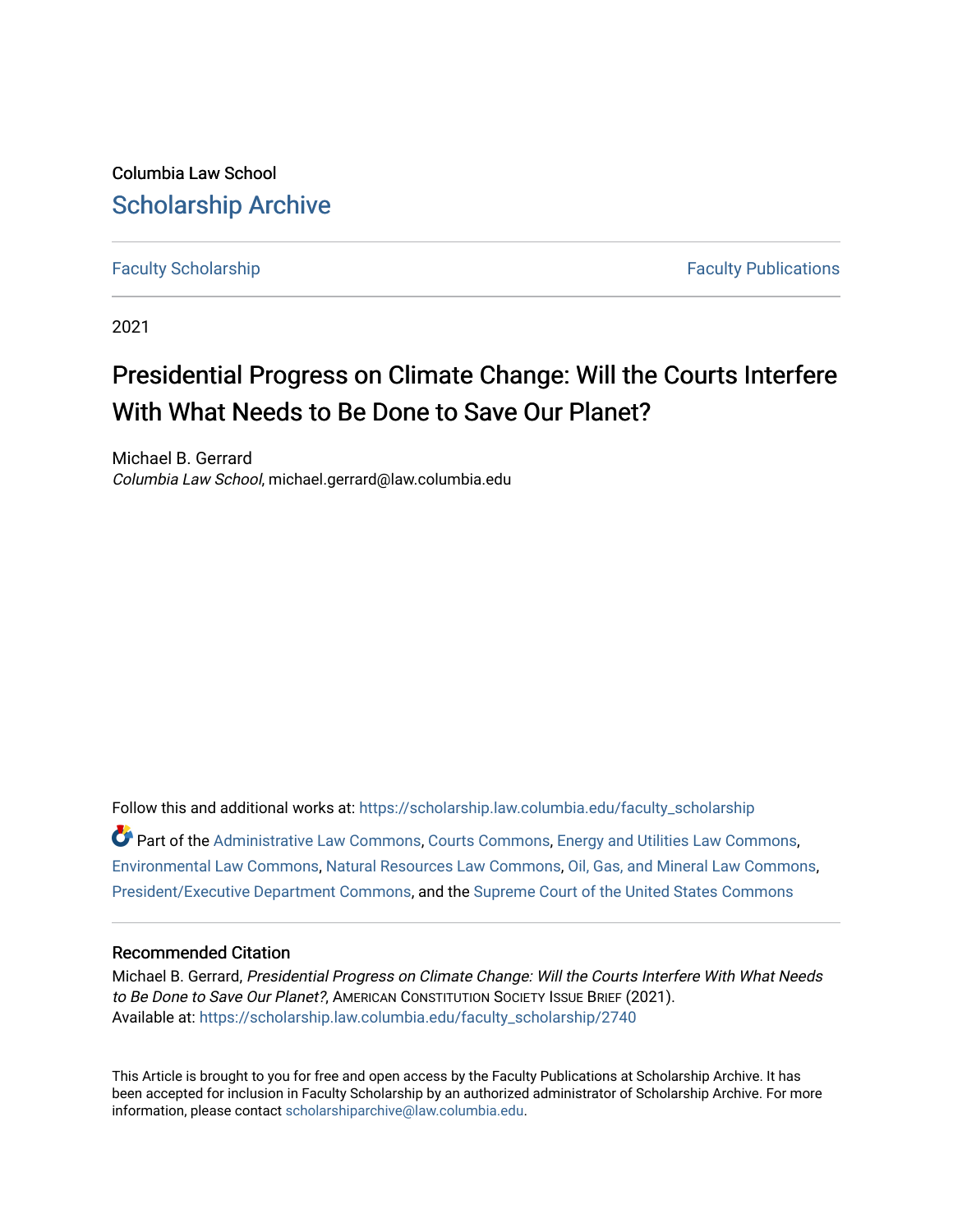Columbia Law School

# Scholarship Archive

Faculty Scholarship | Faculty Publications

2021

## Presidential Progress on Climate Change: Will the Courts Interfere With What Needs to Be Done to Save Our Planet?

Michael B. Gerrard
*Columbia Law School*, michael.gerrard@law.columbia.edu

Follow this and additional works at: https://scholarship.law.columbia.edu/faculty_scholarship

Part of the Administrative Law Commons, Courts Commons, Energy and Utilities Law Commons, Environmental Law Commons, Natural Resources Law Commons, Oil, Gas, and Mineral Law Commons, President/Executive Department Commons, and the Supreme Court of the United States Commons

### Recommended Citation

Michael B. Gerrard, *Presidential Progress on Climate Change: Will the Courts Interfere With What Needs to Be Done to Save Our Planet?*, American Constitution Society Issue Brief (2021).
Available at: https://scholarship.law.columbia.edu/faculty_scholarship/2740

This Article is brought to you for free and open access by the Faculty Publications at Scholarship Archive. It has been accepted for inclusion in Faculty Scholarship by an authorized administrator of Scholarship Archive. For more information, please contact scholarshiparchive@law.columbia.edu.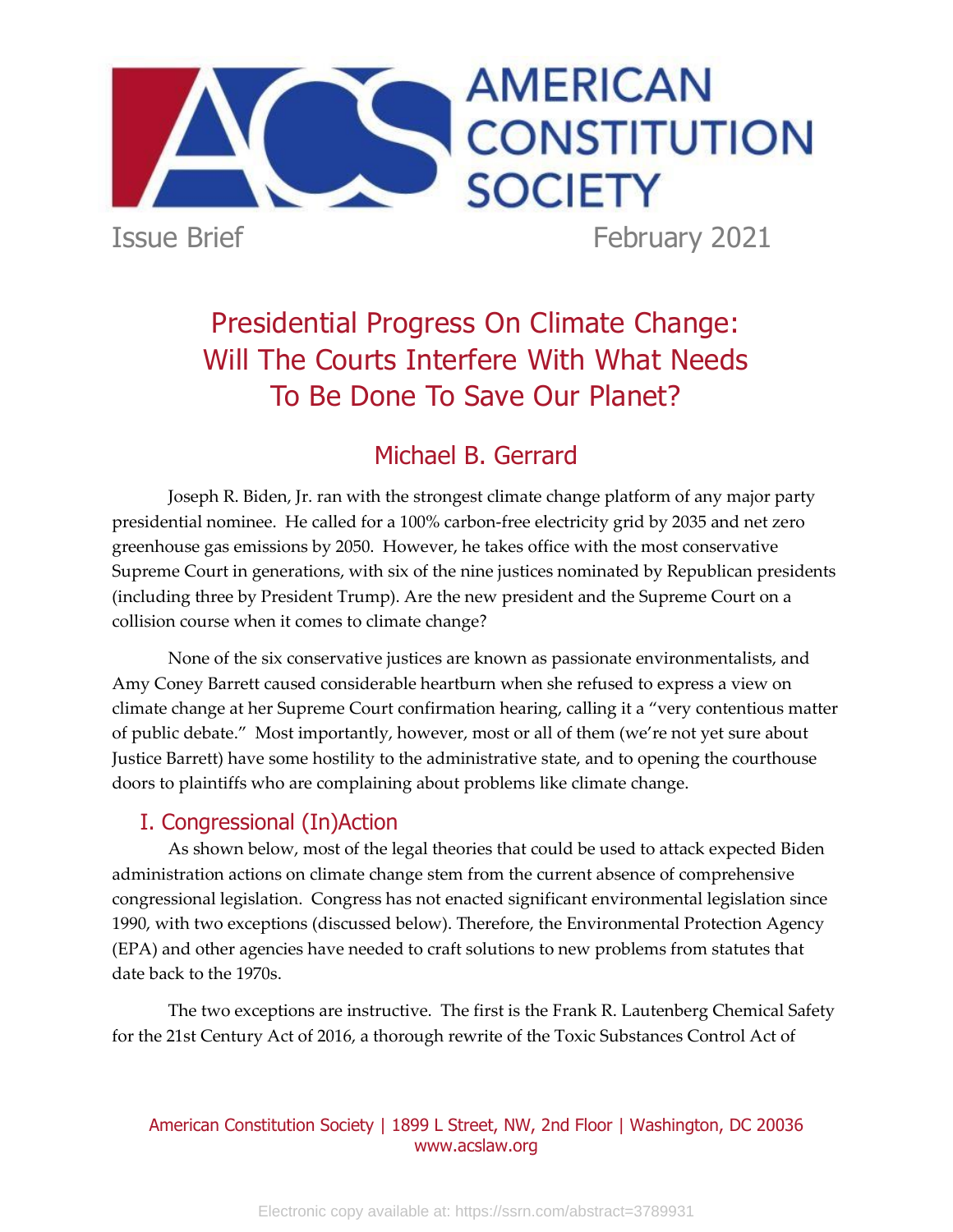Issue Brief February 2021

# Presidential Progress On Climate Change: Will The Courts Interfere With What Needs To Be Done To Save Our Planet?

## Michael B. Gerrard

Joseph R. Biden, Jr. ran with the strongest climate change platform of any major party presidential nominee. He called for a 100% carbon-free electricity grid by 2035 and net zero greenhouse gas emissions by 2050. However, he takes office with the most conservative Supreme Court in generations, with six of the nine justices nominated by Republican presidents (including three by President Trump). Are the new president and the Supreme Court on a collision course when it comes to climate change?

None of the six conservative justices are known as passionate environmentalists, and Amy Coney Barrett caused considerable heartburn when she refused to express a view on climate change at her Supreme Court confirmation hearing, calling it a "very contentious matter of public debate." Most importantly, however, most or all of them (we're not yet sure about Justice Barrett) have some hostility to the administrative state, and to opening the courthouse doors to plaintiffs who are complaining about problems like climate change.

## I. Congressional (In)Action

As shown below, most of the legal theories that could be used to attack expected Biden administration actions on climate change stem from the current absence of comprehensive congressional legislation. Congress has not enacted significant environmental legislation since 1990, with two exceptions (discussed below). Therefore, the Environmental Protection Agency (EPA) and other agencies have needed to craft solutions to new problems from statutes that date back to the 1970s.

The two exceptions are instructive. The first is the Frank R. Lautenberg Chemical Safety for the 21st Century Act of 2016, a thorough rewrite of the Toxic Substances Control Act of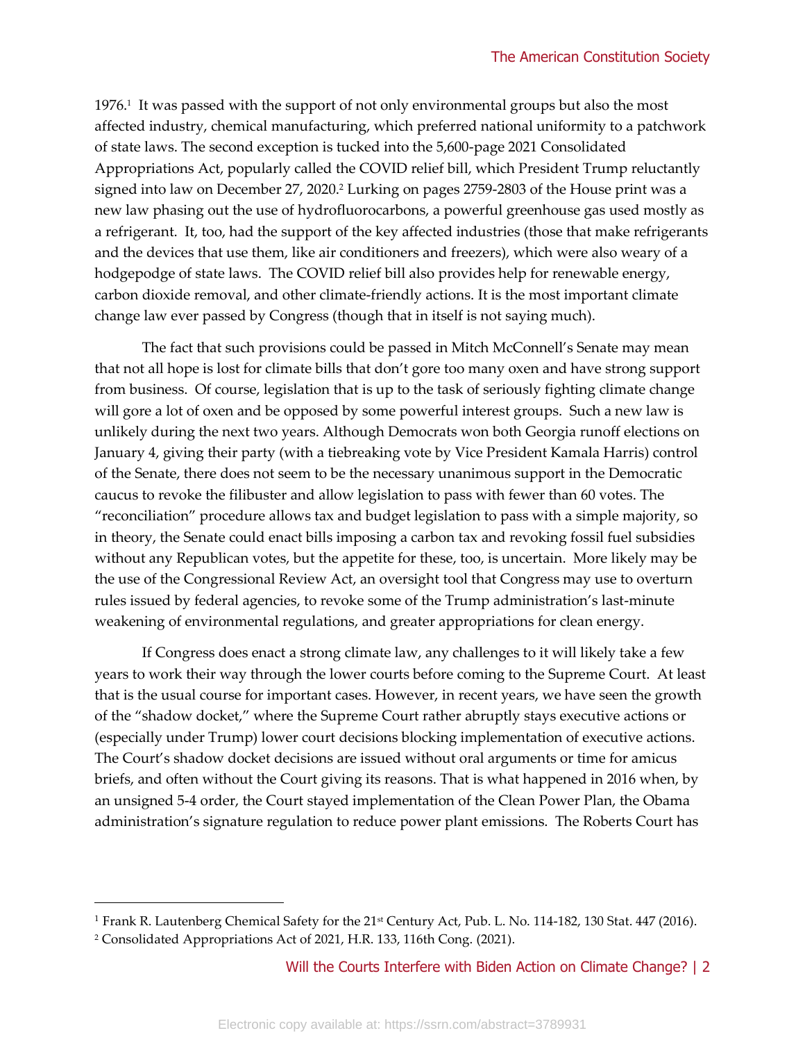1976.[1] It was passed with the support of not only environmental groups but also the most affected industry, chemical manufacturing, which preferred national uniformity to a patchwork of state laws. The second exception is tucked into the 5,600-page 2021 Consolidated Appropriations Act, popularly called the COVID relief bill, which President Trump reluctantly signed into law on December 27, 2020.[2] Lurking on pages 2759-2803 of the House print was a new law phasing out the use of hydrofluorocarbons, a powerful greenhouse gas used mostly as a refrigerant. It, too, had the support of the key affected industries (those that make refrigerants and the devices that use them, like air conditioners and freezers), which were also weary of a hodgepodge of state laws. The COVID relief bill also provides help for renewable energy, carbon dioxide removal, and other climate-friendly actions. It is the most important climate change law ever passed by Congress (though that in itself is not saying much).

The fact that such provisions could be passed in Mitch McConnell's Senate may mean that not all hope is lost for climate bills that don't gore too many oxen and have strong support from business. Of course, legislation that is up to the task of seriously fighting climate change will gore a lot of oxen and be opposed by some powerful interest groups. Such a new law is unlikely during the next two years. Although Democrats won both Georgia runoff elections on January 4, giving their party (with a tiebreaking vote by Vice President Kamala Harris) control of the Senate, there does not seem to be the necessary unanimous support in the Democratic caucus to revoke the filibuster and allow legislation to pass with fewer than 60 votes. The "reconciliation" procedure allows tax and budget legislation to pass with a simple majority, so in theory, the Senate could enact bills imposing a carbon tax and revoking fossil fuel subsidies without any Republican votes, but the appetite for these, too, is uncertain. More likely may be the use of the Congressional Review Act, an oversight tool that Congress may use to overturn rules issued by federal agencies, to revoke some of the Trump administration's last-minute weakening of environmental regulations, and greater appropriations for clean energy.

If Congress does enact a strong climate law, any challenges to it will likely take a few years to work their way through the lower courts before coming to the Supreme Court. At least that is the usual course for important cases. However, in recent years, we have seen the growth of the "shadow docket," where the Supreme Court rather abruptly stays executive actions or (especially under Trump) lower court decisions blocking implementation of executive actions. The Court's shadow docket decisions are issued without oral arguments or time for amicus briefs, and often without the Court giving its reasons. That is what happened in 2016 when, by an unsigned 5-4 order, the Court stayed implementation of the Clean Power Plan, the Obama administration's signature regulation to reduce power plant emissions. The Roberts Court has

[1] Frank R. Lautenberg Chemical Safety for the 21st Century Act, Pub. L. No. 114-182, 130 Stat. 447 (2016).

[2] Consolidated Appropriations Act of 2021, H.R. 133, 116th Cong. (2021).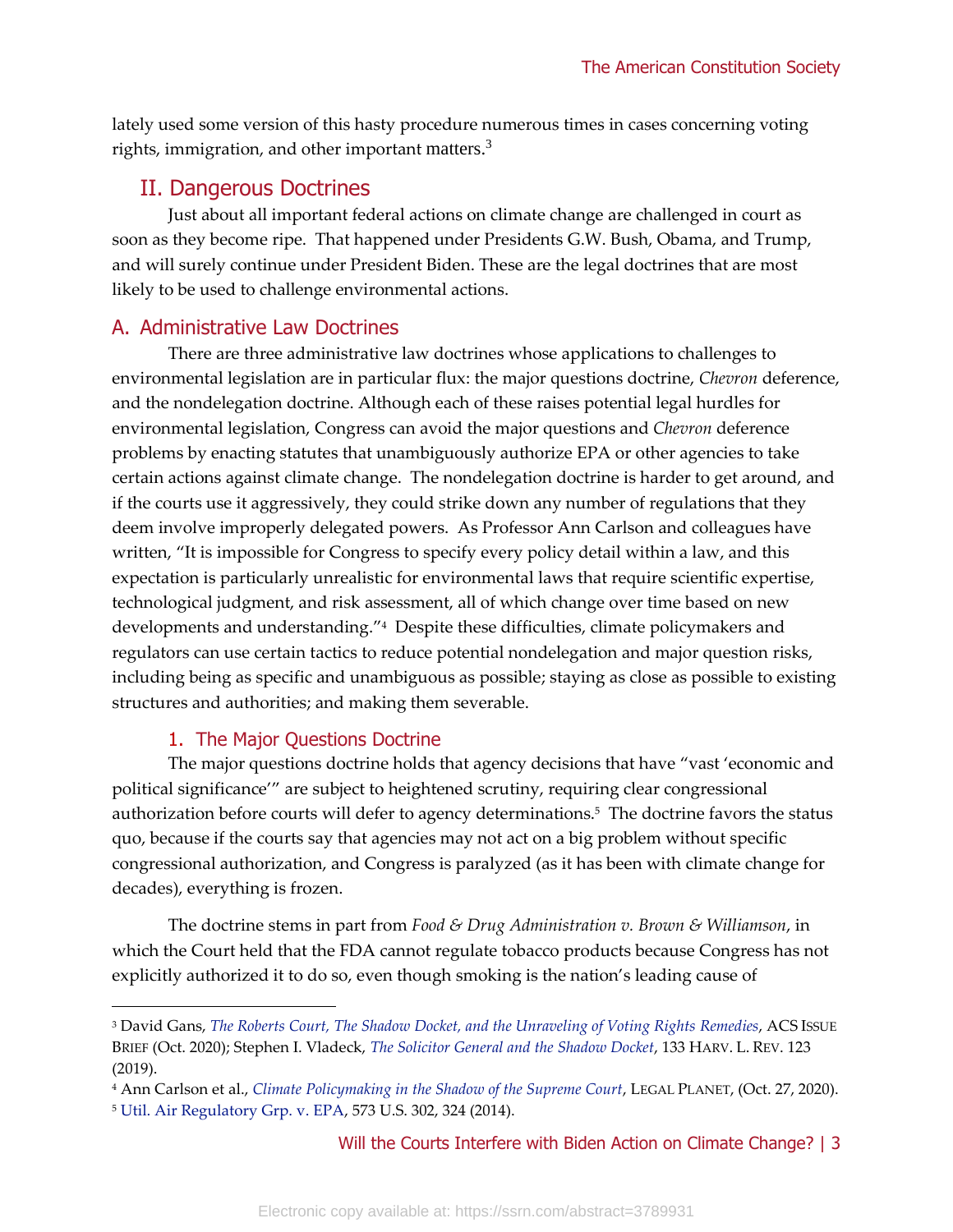lately used some version of this hasty procedure numerous times in cases concerning voting rights, immigration, and other important matters.[3]

## II. Dangerous Doctrines

Just about all important federal actions on climate change are challenged in court as soon as they become ripe. That happened under Presidents G.W. Bush, Obama, and Trump, and will surely continue under President Biden. These are the legal doctrines that are most likely to be used to challenge environmental actions.

### A. Administrative Law Doctrines

There are three administrative law doctrines whose applications to challenges to environmental legislation are in particular flux: the major questions doctrine, *Chevron* deference, and the nondelegation doctrine. Although each of these raises potential legal hurdles for environmental legislation, Congress can avoid the major questions and *Chevron* deference problems by enacting statutes that unambiguously authorize EPA or other agencies to take certain actions against climate change. The nondelegation doctrine is harder to get around, and if the courts use it aggressively, they could strike down any number of regulations that they deem involve improperly delegated powers. As Professor Ann Carlson and colleagues have written, "It is impossible for Congress to specify every policy detail within a law, and this expectation is particularly unrealistic for environmental laws that require scientific expertise, technological judgment, and risk assessment, all of which change over time based on new developments and understanding."[4] Despite these difficulties, climate policymakers and regulators can use certain tactics to reduce potential nondelegation and major question risks, including being as specific and unambiguous as possible; staying as close as possible to existing structures and authorities; and making them severable.

#### 1. The Major Questions Doctrine

The major questions doctrine holds that agency decisions that have "vast 'economic and political significance'" are subject to heightened scrutiny, requiring clear congressional authorization before courts will defer to agency determinations.[5] The doctrine favors the status quo, because if the courts say that agencies may not act on a big problem without specific congressional authorization, and Congress is paralyzed (as it has been with climate change for decades), everything is frozen.

The doctrine stems in part from *Food & Drug Administration v. Brown & Williamson*, in which the Court held that the FDA cannot regulate tobacco products because Congress has not explicitly authorized it to do so, even though smoking is the nation's leading cause of

---

[3] David Gans, *The Roberts Court, The Shadow Docket, and the Unraveling of Voting Rights Remedies*, ACS ISSUE BRIEF (Oct. 2020); Stephen I. Vladeck, *The Solicitor General and the Shadow Docket*, 133 HARV. L. REV. 123 (2019).

[4] Ann Carlson et al., *Climate Policymaking in the Shadow of the Supreme Court*, LEGAL PLANET, (Oct. 27, 2020).

[5] Util. Air Regulatory Grp. v. EPA, 573 U.S. 302, 324 (2014).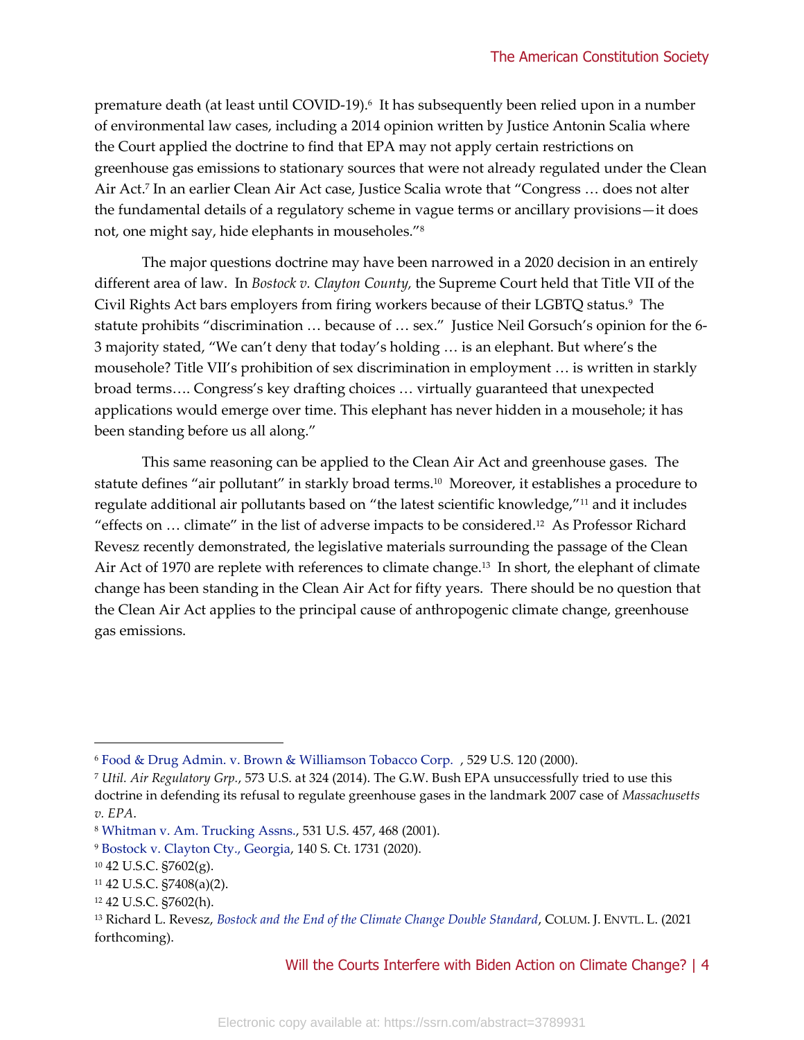premature death (at least until COVID-19).[6] It has subsequently been relied upon in a number of environmental law cases, including a 2014 opinion written by Justice Antonin Scalia where the Court applied the doctrine to find that EPA may not apply certain restrictions on greenhouse gas emissions to stationary sources that were not already regulated under the Clean Air Act.[7] In an earlier Clean Air Act case, Justice Scalia wrote that "Congress … does not alter the fundamental details of a regulatory scheme in vague terms or ancillary provisions—it does not, one might say, hide elephants in mouseholes."[8]

The major questions doctrine may have been narrowed in a 2020 decision in an entirely different area of law. In *Bostock v. Clayton County,* the Supreme Court held that Title VII of the Civil Rights Act bars employers from firing workers because of their LGBTQ status.[9] The statute prohibits "discrimination … because of … sex." Justice Neil Gorsuch's opinion for the 6-3 majority stated, "We can't deny that today's holding … is an elephant. But where's the mousehole? Title VII's prohibition of sex discrimination in employment … is written in starkly broad terms…. Congress's key drafting choices … virtually guaranteed that unexpected applications would emerge over time. This elephant has never hidden in a mousehole; it has been standing before us all along."

This same reasoning can be applied to the Clean Air Act and greenhouse gases. The statute defines "air pollutant" in starkly broad terms.[10] Moreover, it establishes a procedure to regulate additional air pollutants based on "the latest scientific knowledge,"[11] and it includes "effects on … climate" in the list of adverse impacts to be considered.[12] As Professor Richard Revesz recently demonstrated, the legislative materials surrounding the passage of the Clean Air Act of 1970 are replete with references to climate change.[13] In short, the elephant of climate change has been standing in the Clean Air Act for fifty years. There should be no question that the Clean Air Act applies to the principal cause of anthropogenic climate change, greenhouse gas emissions.

---

[6] Food & Drug Admin. v. Brown & Williamson Tobacco Corp. , 529 U.S. 120 (2000).

[7] *Util. Air Regulatory Grp.*, 573 U.S. at 324 (2014). The G.W. Bush EPA unsuccessfully tried to use this doctrine in defending its refusal to regulate greenhouse gases in the landmark 2007 case of *Massachusetts v. EPA*.

[8] Whitman v. Am. Trucking Assns., 531 U.S. 457, 468 (2001).

[9] Bostock v. Clayton Cty., Georgia, 140 S. Ct. 1731 (2020).

[10] 42 U.S.C. §7602(g).

[11] 42 U.S.C. §7408(a)(2).

[12] 42 U.S.C. §7602(h).

[13] Richard L. Revesz, *Bostock and the End of the Climate Change Double Standard*, COLUM. J. ENVTL. L. (2021 forthcoming).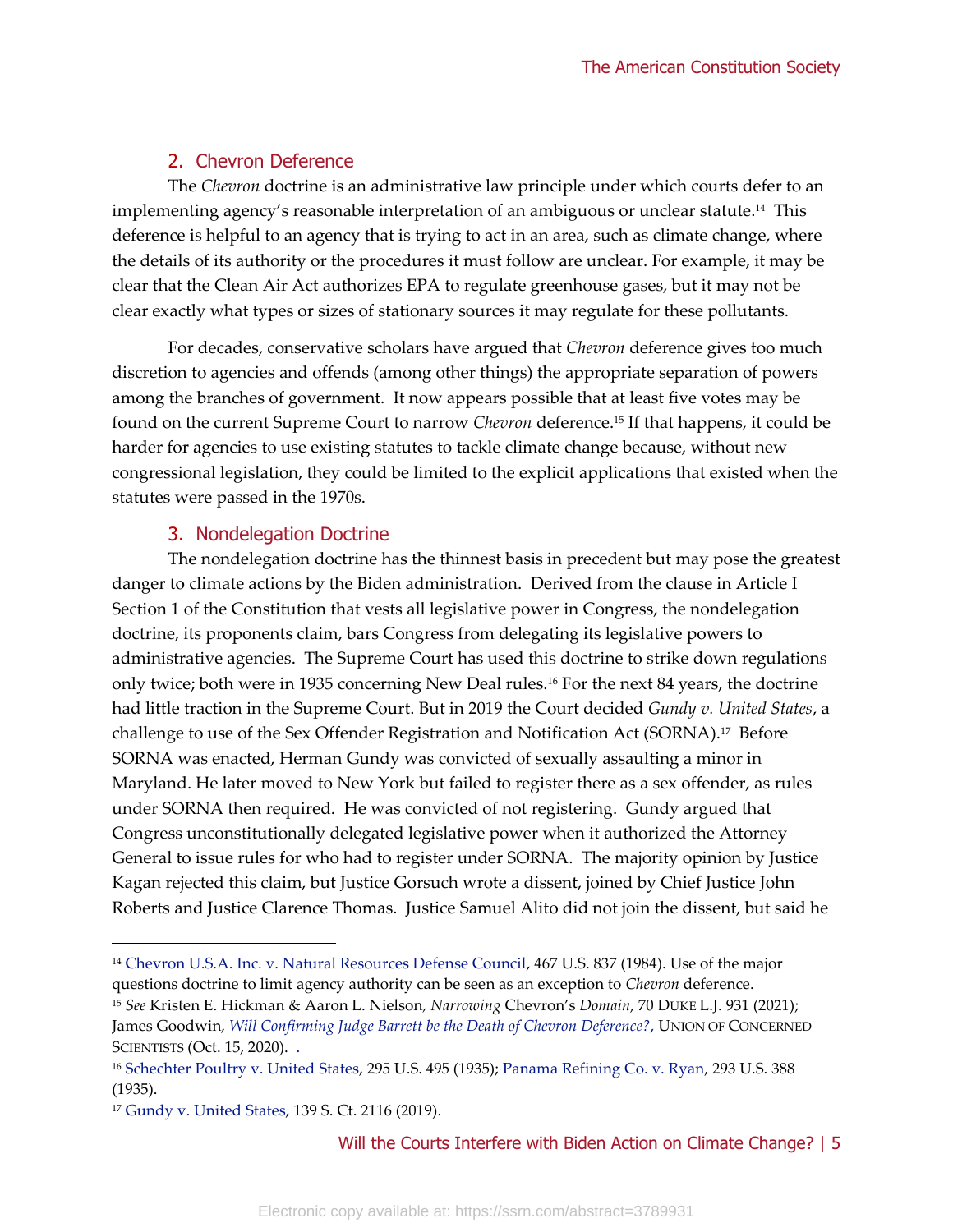### 2. Chevron Deference

The *Chevron* doctrine is an administrative law principle under which courts defer to an implementing agency's reasonable interpretation of an ambiguous or unclear statute.[14] This deference is helpful to an agency that is trying to act in an area, such as climate change, where the details of its authority or the procedures it must follow are unclear. For example, it may be clear that the Clean Air Act authorizes EPA to regulate greenhouse gases, but it may not be clear exactly what types or sizes of stationary sources it may regulate for these pollutants.

For decades, conservative scholars have argued that *Chevron* deference gives too much discretion to agencies and offends (among other things) the appropriate separation of powers among the branches of government. It now appears possible that at least five votes may be found on the current Supreme Court to narrow *Chevron* deference.[15] If that happens, it could be harder for agencies to use existing statutes to tackle climate change because, without new congressional legislation, they could be limited to the explicit applications that existed when the statutes were passed in the 1970s.

### 3. Nondelegation Doctrine

The nondelegation doctrine has the thinnest basis in precedent but may pose the greatest danger to climate actions by the Biden administration. Derived from the clause in Article I Section 1 of the Constitution that vests all legislative power in Congress, the nondelegation doctrine, its proponents claim, bars Congress from delegating its legislative powers to administrative agencies. The Supreme Court has used this doctrine to strike down regulations only twice; both were in 1935 concerning New Deal rules.[16] For the next 84 years, the doctrine had little traction in the Supreme Court. But in 2019 the Court decided *Gundy v. United States*, a challenge to use of the Sex Offender Registration and Notification Act (SORNA).[17] Before SORNA was enacted, Herman Gundy was convicted of sexually assaulting a minor in Maryland. He later moved to New York but failed to register there as a sex offender, as rules under SORNA then required. He was convicted of not registering. Gundy argued that Congress unconstitutionally delegated legislative power when it authorized the Attorney General to issue rules for who had to register under SORNA. The majority opinion by Justice Kagan rejected this claim, but Justice Gorsuch wrote a dissent, joined by Chief Justice John Roberts and Justice Clarence Thomas. Justice Samuel Alito did not join the dissent, but said he

---

[14] Chevron U.S.A. Inc. v. Natural Resources Defense Council, 467 U.S. 837 (1984). Use of the major questions doctrine to limit agency authority can be seen as an exception to *Chevron* deference.

[15] *See* Kristen E. Hickman & Aaron L. Nielson, *Narrowing* Chevron's *Domain*, 70 DUKE L.J. 931 (2021); James Goodwin, *Will Confirming Judge Barrett be the Death of Chevron Deference?*, UNION OF CONCERNED SCIENTISTS (Oct. 15, 2020). .

[16] Schechter Poultry v. United States, 295 U.S. 495 (1935); Panama Refining Co. v. Ryan, 293 U.S. 388 (1935).

[17] Gundy v. United States, 139 S. Ct. 2116 (2019).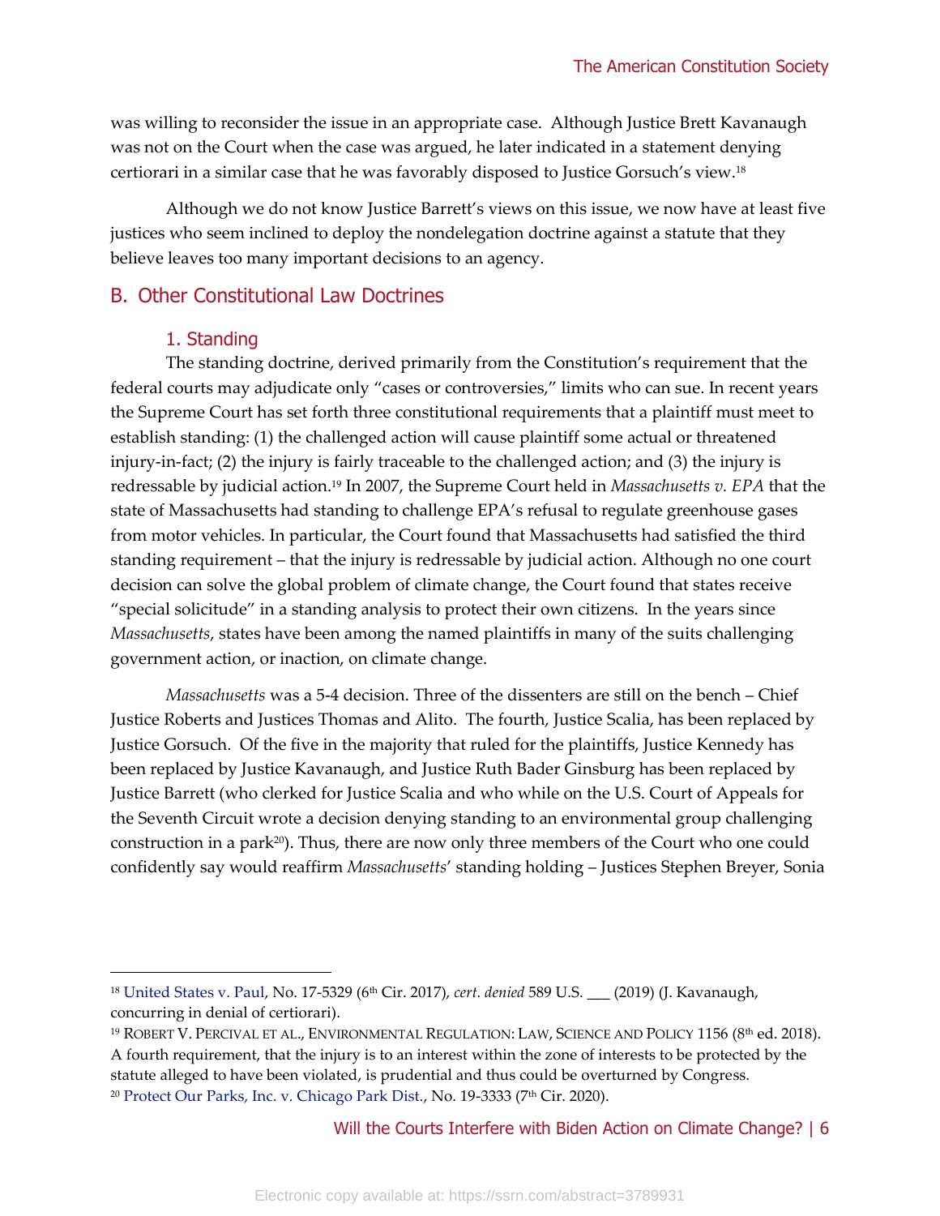was willing to reconsider the issue in an appropriate case. Although Justice Brett Kavanaugh was not on the Court when the case was argued, he later indicated in a statement denying certiorari in a similar case that he was favorably disposed to Justice Gorsuch's view.[18]

Although we do not know Justice Barrett's views on this issue, we now have at least five justices who seem inclined to deploy the nondelegation doctrine against a statute that they believe leaves too many important decisions to an agency.

## B. Other Constitutional Law Doctrines

### 1. Standing

The standing doctrine, derived primarily from the Constitution's requirement that the federal courts may adjudicate only "cases or controversies," limits who can sue. In recent years the Supreme Court has set forth three constitutional requirements that a plaintiff must meet to establish standing: (1) the challenged action will cause plaintiff some actual or threatened injury-in-fact; (2) the injury is fairly traceable to the challenged action; and (3) the injury is redressable by judicial action.[19] In 2007, the Supreme Court held in *Massachusetts v. EPA* that the state of Massachusetts had standing to challenge EPA's refusal to regulate greenhouse gases from motor vehicles. In particular, the Court found that Massachusetts had satisfied the third standing requirement – that the injury is redressable by judicial action. Although no one court decision can solve the global problem of climate change, the Court found that states receive "special solicitude" in a standing analysis to protect their own citizens. In the years since *Massachusetts*, states have been among the named plaintiffs in many of the suits challenging government action, or inaction, on climate change.

*Massachusetts* was a 5-4 decision. Three of the dissenters are still on the bench – Chief Justice Roberts and Justices Thomas and Alito. The fourth, Justice Scalia, has been replaced by Justice Gorsuch. Of the five in the majority that ruled for the plaintiffs, Justice Kennedy has been replaced by Justice Kavanaugh, and Justice Ruth Bader Ginsburg has been replaced by Justice Barrett (who clerked for Justice Scalia and who while on the U.S. Court of Appeals for the Seventh Circuit wrote a decision denying standing to an environmental group challenging construction in a park[20]). Thus, there are now only three members of the Court who one could confidently say would reaffirm *Massachusetts*' standing holding – Justices Stephen Breyer, Sonia

---

[18] United States v. Paul, No. 17-5329 (6th Cir. 2017), *cert. denied* 589 U.S. ___ (2019) (J. Kavanaugh, concurring in denial of certiorari).

[19] Robert V. Percival et al., Environmental Regulation: Law, Science and Policy 1156 (8th ed. 2018). A fourth requirement, that the injury is to an interest within the zone of interests to be protected by the statute alleged to have been violated, is prudential and thus could be overturned by Congress.

[20] Protect Our Parks, Inc. v. Chicago Park Dist., No. 19-3333 (7th Cir. 2020).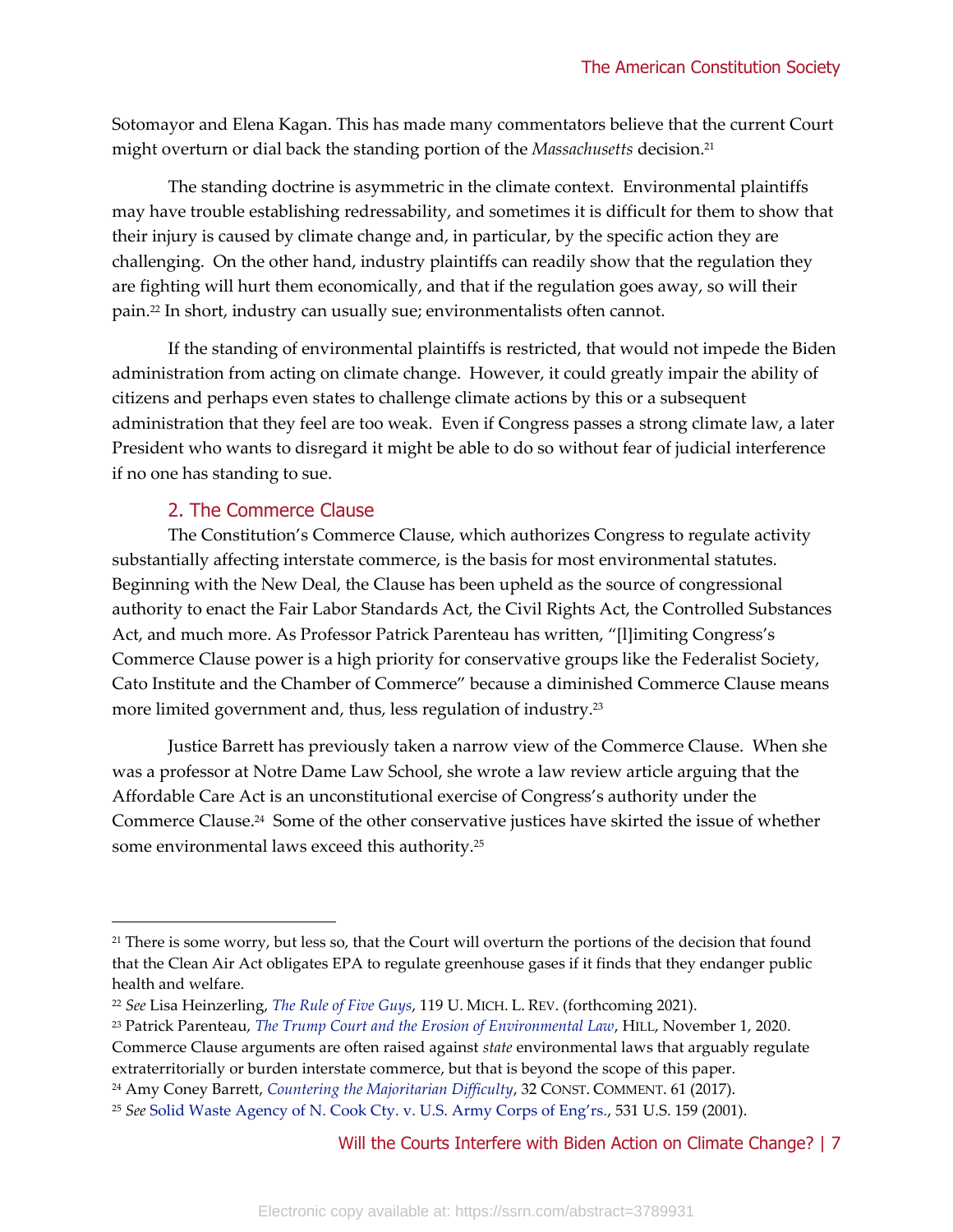Sotomayor and Elena Kagan. This has made many commentators believe that the current Court might overturn or dial back the standing portion of the *Massachusetts* decision.[21]

The standing doctrine is asymmetric in the climate context. Environmental plaintiffs may have trouble establishing redressability, and sometimes it is difficult for them to show that their injury is caused by climate change and, in particular, by the specific action they are challenging. On the other hand, industry plaintiffs can readily show that the regulation they are fighting will hurt them economically, and that if the regulation goes away, so will their pain.[22] In short, industry can usually sue; environmentalists often cannot.

If the standing of environmental plaintiffs is restricted, that would not impede the Biden administration from acting on climate change. However, it could greatly impair the ability of citizens and perhaps even states to challenge climate actions by this or a subsequent administration that they feel are too weak. Even if Congress passes a strong climate law, a later President who wants to disregard it might be able to do so without fear of judicial interference if no one has standing to sue.

### 2. The Commerce Clause

The Constitution's Commerce Clause, which authorizes Congress to regulate activity substantially affecting interstate commerce, is the basis for most environmental statutes. Beginning with the New Deal, the Clause has been upheld as the source of congressional authority to enact the Fair Labor Standards Act, the Civil Rights Act, the Controlled Substances Act, and much more. As Professor Patrick Parenteau has written, "[l]imiting Congress's Commerce Clause power is a high priority for conservative groups like the Federalist Society, Cato Institute and the Chamber of Commerce" because a diminished Commerce Clause means more limited government and, thus, less regulation of industry.[23]

Justice Barrett has previously taken a narrow view of the Commerce Clause. When she was a professor at Notre Dame Law School, she wrote a law review article arguing that the Affordable Care Act is an unconstitutional exercise of Congress's authority under the Commerce Clause.[24] Some of the other conservative justices have skirted the issue of whether some environmental laws exceed this authority.[25]

---

[21] There is some worry, but less so, that the Court will overturn the portions of the decision that found that the Clean Air Act obligates EPA to regulate greenhouse gases if it finds that they endanger public health and welfare.

[22] *See* Lisa Heinzerling, *The Rule of Five Guys*, 119 U. MICH. L. REV. (forthcoming 2021).

[23] Patrick Parenteau, *The Trump Court and the Erosion of Environmental Law*, HILL, November 1, 2020. Commerce Clause arguments are often raised against *state* environmental laws that arguably regulate extraterritorially or burden interstate commerce, but that is beyond the scope of this paper.

[24] Amy Coney Barrett, *Countering the Majoritarian Difficulty*, 32 CONST. COMMENT. 61 (2017).

[25] *See* Solid Waste Agency of N. Cook Cty. v. U.S. Army Corps of Eng'rs., 531 U.S. 159 (2001).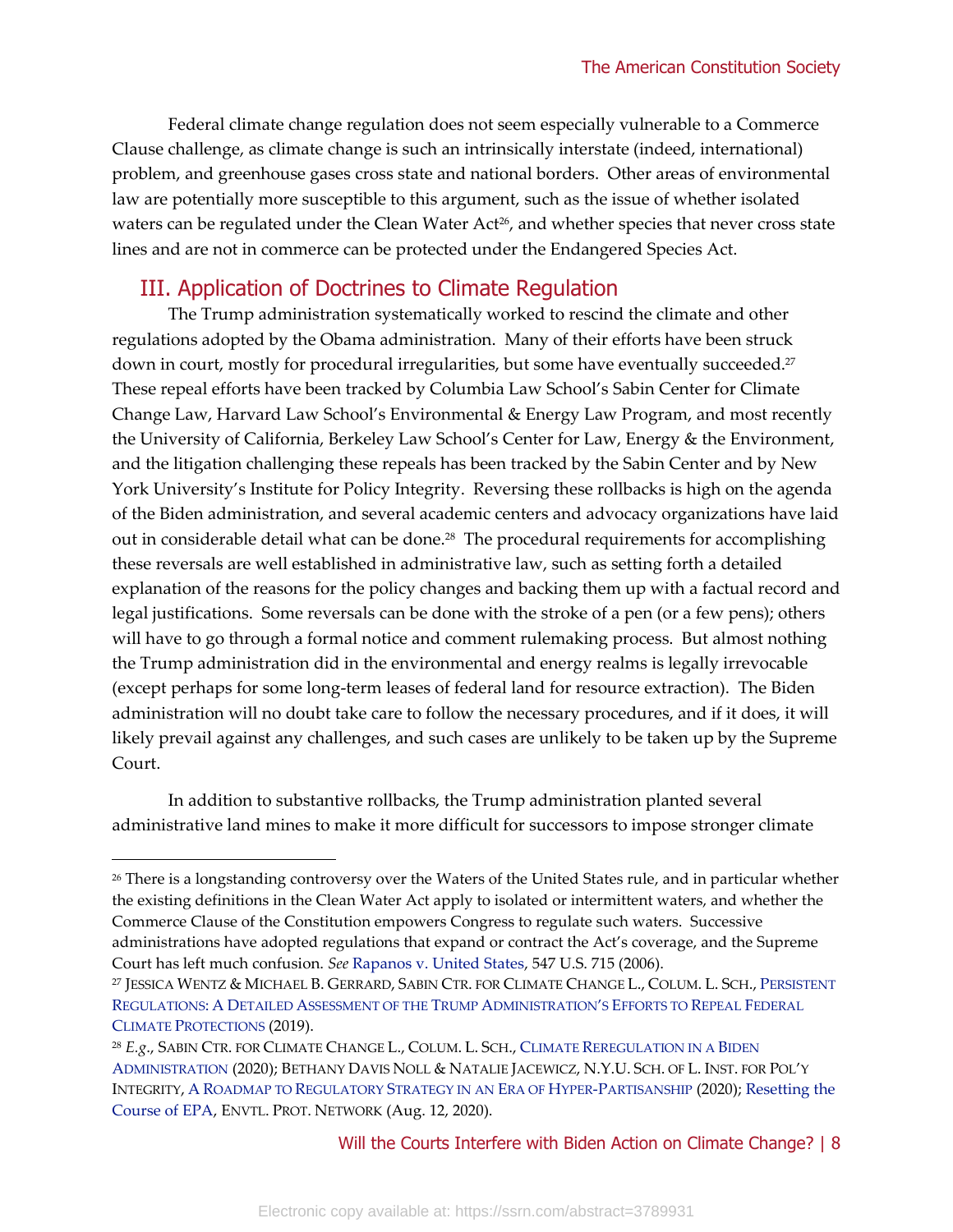Federal climate change regulation does not seem especially vulnerable to a Commerce Clause challenge, as climate change is such an intrinsically interstate (indeed, international) problem, and greenhouse gases cross state and national borders. Other areas of environmental law are potentially more susceptible to this argument, such as the issue of whether isolated waters can be regulated under the Clean Water Act[26], and whether species that never cross state lines and are not in commerce can be protected under the Endangered Species Act.

## III. Application of Doctrines to Climate Regulation

The Trump administration systematically worked to rescind the climate and other regulations adopted by the Obama administration. Many of their efforts have been struck down in court, mostly for procedural irregularities, but some have eventually succeeded.[27] These repeal efforts have been tracked by Columbia Law School's Sabin Center for Climate Change Law, Harvard Law School's Environmental & Energy Law Program, and most recently the University of California, Berkeley Law School's Center for Law, Energy & the Environment, and the litigation challenging these repeals has been tracked by the Sabin Center and by New York University's Institute for Policy Integrity. Reversing these rollbacks is high on the agenda of the Biden administration, and several academic centers and advocacy organizations have laid out in considerable detail what can be done.[28] The procedural requirements for accomplishing these reversals are well established in administrative law, such as setting forth a detailed explanation of the reasons for the policy changes and backing them up with a factual record and legal justifications. Some reversals can be done with the stroke of a pen (or a few pens); others will have to go through a formal notice and comment rulemaking process. But almost nothing the Trump administration did in the environmental and energy realms is legally irrevocable (except perhaps for some long-term leases of federal land for resource extraction). The Biden administration will no doubt take care to follow the necessary procedures, and if it does, it will likely prevail against any challenges, and such cases are unlikely to be taken up by the Supreme Court.

In addition to substantive rollbacks, the Trump administration planted several administrative land mines to make it more difficult for successors to impose stronger climate

---

[26] There is a longstanding controversy over the Waters of the United States rule, and in particular whether the existing definitions in the Clean Water Act apply to isolated or intermittent waters, and whether the Commerce Clause of the Constitution empowers Congress to regulate such waters. Successive administrations have adopted regulations that expand or contract the Act's coverage, and the Supreme Court has left much confusion. *See* Rapanos v. United States, 547 U.S. 715 (2006).

[27] Jessica Wentz & Michael B. Gerrard, Sabin Ctr. for Climate Change L., Colum. L. Sch., Persistent Regulations: A Detailed Assessment of the Trump Administration's Efforts to Repeal Federal Climate Protections (2019).

[28] *E.g.*, Sabin Ctr. for Climate Change L., Colum. L. Sch., Climate Reregulation in a Biden Administration (2020); Bethany Davis Noll & Natalie Jacewicz, N.Y.U. Sch. of L. Inst. for Pol'y Integrity, A Roadmap to Regulatory Strategy in an Era of Hyper-Partisanship (2020); Resetting the Course of EPA, Envtl. Prot. Network (Aug. 12, 2020).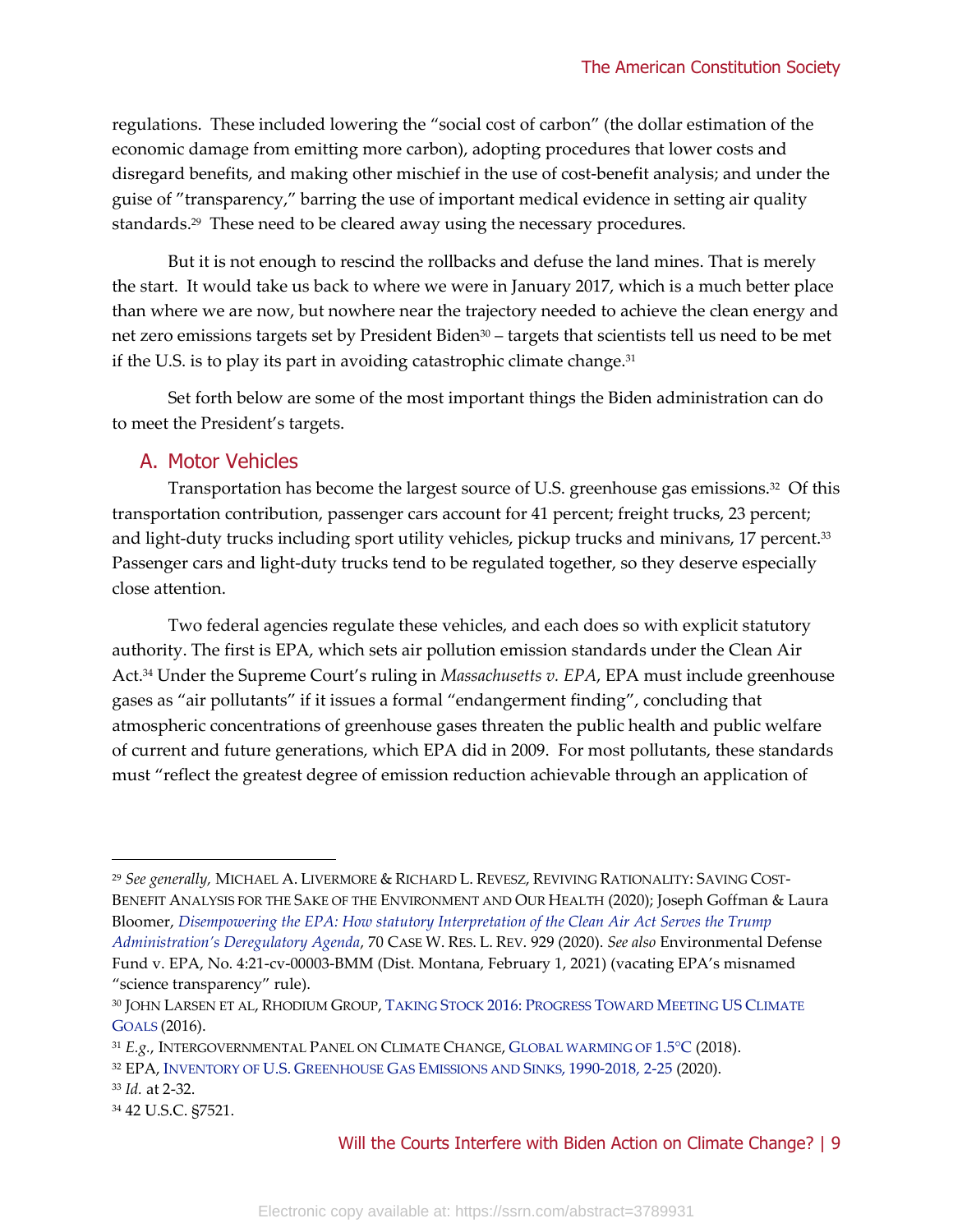regulations. These included lowering the "social cost of carbon" (the dollar estimation of the economic damage from emitting more carbon), adopting procedures that lower costs and disregard benefits, and making other mischief in the use of cost-benefit analysis; and under the guise of "transparency," barring the use of important medical evidence in setting air quality standards.[29] These need to be cleared away using the necessary procedures.

But it is not enough to rescind the rollbacks and defuse the land mines. That is merely the start. It would take us back to where we were in January 2017, which is a much better place than where we are now, but nowhere near the trajectory needed to achieve the clean energy and net zero emissions targets set by President Biden[30] – targets that scientists tell us need to be met if the U.S. is to play its part in avoiding catastrophic climate change.[31]

Set forth below are some of the most important things the Biden administration can do to meet the President's targets.

## A. Motor Vehicles

Transportation has become the largest source of U.S. greenhouse gas emissions.[32] Of this transportation contribution, passenger cars account for 41 percent; freight trucks, 23 percent; and light-duty trucks including sport utility vehicles, pickup trucks and minivans, 17 percent.[33] Passenger cars and light-duty trucks tend to be regulated together, so they deserve especially close attention.

Two federal agencies regulate these vehicles, and each does so with explicit statutory authority. The first is EPA, which sets air pollution emission standards under the Clean Air Act.[34] Under the Supreme Court's ruling in *Massachusetts v. EPA*, EPA must include greenhouse gases as "air pollutants" if it issues a formal "endangerment finding", concluding that atmospheric concentrations of greenhouse gases threaten the public health and public welfare of current and future generations, which EPA did in 2009. For most pollutants, these standards must "reflect the greatest degree of emission reduction achievable through an application of

---

[29] *See generally,* MICHAEL A. LIVERMORE & RICHARD L. REVESZ, REVIVING RATIONALITY: SAVING COST-BENEFIT ANALYSIS FOR THE SAKE OF THE ENVIRONMENT AND OUR HEALTH (2020); Joseph Goffman & Laura Bloomer, *Disempowering the EPA: How statutory Interpretation of the Clean Air Act Serves the Trump Administration's Deregulatory Agenda*, 70 CASE W. RES. L. REV. 929 (2020). *See also* Environmental Defense Fund v. EPA, No. 4:21-cv-00003-BMM (Dist. Montana, February 1, 2021) (vacating EPA's misnamed "science transparency" rule).

[30] JOHN LARSEN ET AL, RHODIUM GROUP, TAKING STOCK 2016: PROGRESS TOWARD MEETING US CLIMATE GOALS (2016).

[31] *E.g.*, INTERGOVERNMENTAL PANEL ON CLIMATE CHANGE, GLOBAL WARMING OF 1.5°C (2018).

[32] EPA, INVENTORY OF U.S. GREENHOUSE GAS EMISSIONS AND SINKS, 1990-2018, 2-25 (2020).

[33] *Id.* at 2-32.

[34] 42 U.S.C. §7521.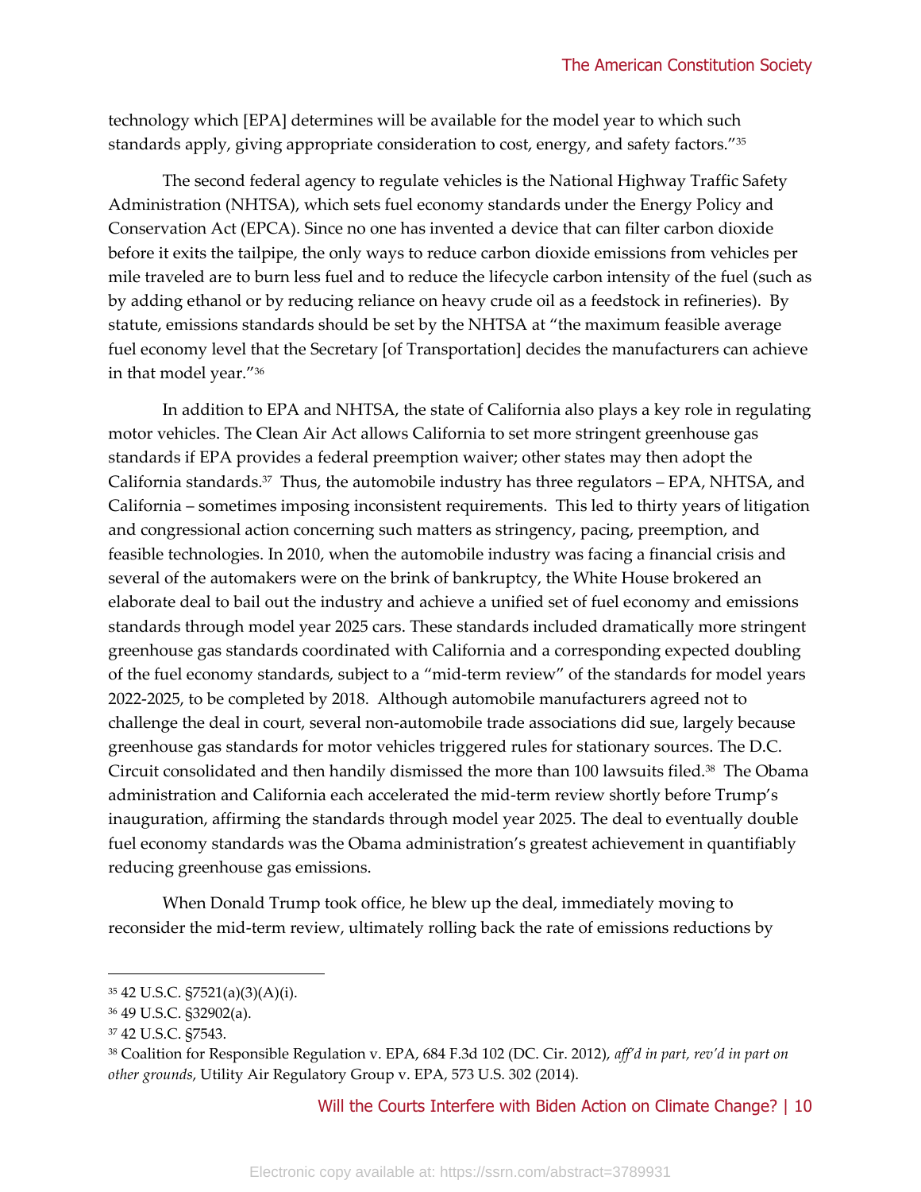technology which [EPA] determines will be available for the model year to which such standards apply, giving appropriate consideration to cost, energy, and safety factors."[35]

The second federal agency to regulate vehicles is the National Highway Traffic Safety Administration (NHTSA), which sets fuel economy standards under the Energy Policy and Conservation Act (EPCA). Since no one has invented a device that can filter carbon dioxide before it exits the tailpipe, the only ways to reduce carbon dioxide emissions from vehicles per mile traveled are to burn less fuel and to reduce the lifecycle carbon intensity of the fuel (such as by adding ethanol or by reducing reliance on heavy crude oil as a feedstock in refineries). By statute, emissions standards should be set by the NHTSA at "the maximum feasible average fuel economy level that the Secretary [of Transportation] decides the manufacturers can achieve in that model year."[36]

In addition to EPA and NHTSA, the state of California also plays a key role in regulating motor vehicles. The Clean Air Act allows California to set more stringent greenhouse gas standards if EPA provides a federal preemption waiver; other states may then adopt the California standards.[37] Thus, the automobile industry has three regulators – EPA, NHTSA, and California – sometimes imposing inconsistent requirements. This led to thirty years of litigation and congressional action concerning such matters as stringency, pacing, preemption, and feasible technologies. In 2010, when the automobile industry was facing a financial crisis and several of the automakers were on the brink of bankruptcy, the White House brokered an elaborate deal to bail out the industry and achieve a unified set of fuel economy and emissions standards through model year 2025 cars. These standards included dramatically more stringent greenhouse gas standards coordinated with California and a corresponding expected doubling of the fuel economy standards, subject to a "mid-term review" of the standards for model years 2022-2025, to be completed by 2018. Although automobile manufacturers agreed not to challenge the deal in court, several non-automobile trade associations did sue, largely because greenhouse gas standards for motor vehicles triggered rules for stationary sources. The D.C. Circuit consolidated and then handily dismissed the more than 100 lawsuits filed.[38] The Obama administration and California each accelerated the mid-term review shortly before Trump's inauguration, affirming the standards through model year 2025. The deal to eventually double fuel economy standards was the Obama administration's greatest achievement in quantifiably reducing greenhouse gas emissions.

When Donald Trump took office, he blew up the deal, immediately moving to reconsider the mid-term review, ultimately rolling back the rate of emissions reductions by

---

[35] 42 U.S.C. §7521(a)(3)(A)(i).

[36] 49 U.S.C. §32902(a).

[37] 42 U.S.C. §7543.

[38] Coalition for Responsible Regulation v. EPA, 684 F.3d 102 (DC. Cir. 2012), *aff'd in part, rev'd in part on other grounds*, Utility Air Regulatory Group v. EPA, 573 U.S. 302 (2014).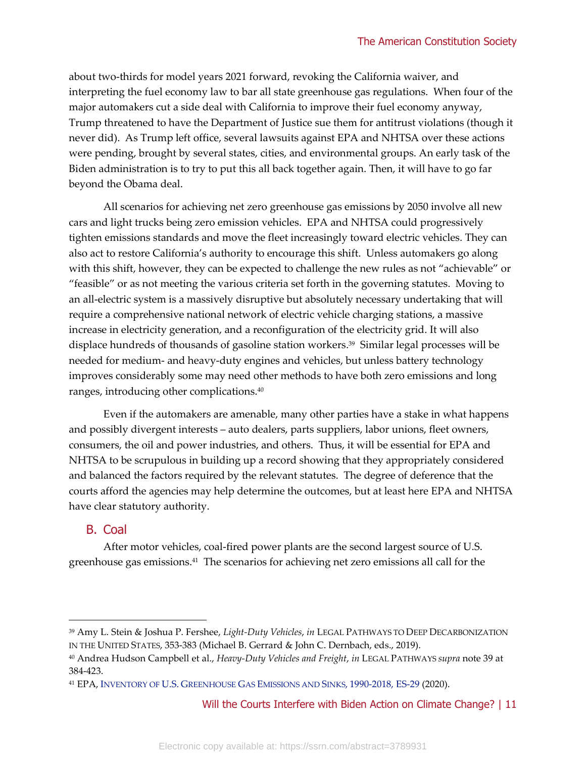about two-thirds for model years 2021 forward, revoking the California waiver, and interpreting the fuel economy law to bar all state greenhouse gas regulations. When four of the major automakers cut a side deal with California to improve their fuel economy anyway, Trump threatened to have the Department of Justice sue them for antitrust violations (though it never did). As Trump left office, several lawsuits against EPA and NHTSA over these actions were pending, brought by several states, cities, and environmental groups. An early task of the Biden administration is to try to put this all back together again. Then, it will have to go far beyond the Obama deal.

All scenarios for achieving net zero greenhouse gas emissions by 2050 involve all new cars and light trucks being zero emission vehicles. EPA and NHTSA could progressively tighten emissions standards and move the fleet increasingly toward electric vehicles. They can also act to restore California's authority to encourage this shift. Unless automakers go along with this shift, however, they can be expected to challenge the new rules as not "achievable" or "feasible" or as not meeting the various criteria set forth in the governing statutes. Moving to an all-electric system is a massively disruptive but absolutely necessary undertaking that will require a comprehensive national network of electric vehicle charging stations, a massive increase in electricity generation, and a reconfiguration of the electricity grid. It will also displace hundreds of thousands of gasoline station workers.[39] Similar legal processes will be needed for medium- and heavy-duty engines and vehicles, but unless battery technology improves considerably some may need other methods to have both zero emissions and long ranges, introducing other complications.[40]

Even if the automakers are amenable, many other parties have a stake in what happens and possibly divergent interests – auto dealers, parts suppliers, labor unions, fleet owners, consumers, the oil and power industries, and others. Thus, it will be essential for EPA and NHTSA to be scrupulous in building up a record showing that they appropriately considered and balanced the factors required by the relevant statutes. The degree of deference that the courts afford the agencies may help determine the outcomes, but at least here EPA and NHTSA have clear statutory authority.

## B. Coal

After motor vehicles, coal-fired power plants are the second largest source of U.S. greenhouse gas emissions.[41] The scenarios for achieving net zero emissions all call for the

---

[39] Amy L. Stein & Joshua P. Fershee, *Light-Duty Vehicles*, *in* LEGAL PATHWAYS TO DEEP DECARBONIZATION IN THE UNITED STATES, 353-383 (Michael B. Gerrard & John C. Dernbach, eds., 2019).

[40] Andrea Hudson Campbell et al., *Heavy-Duty Vehicles and Freight*, *in* LEGAL PATHWAYS *supra* note 39 at 384-423.

[41] EPA, INVENTORY OF U.S. GREENHOUSE GAS EMISSIONS AND SINKS, 1990-2018, ES-29 (2020).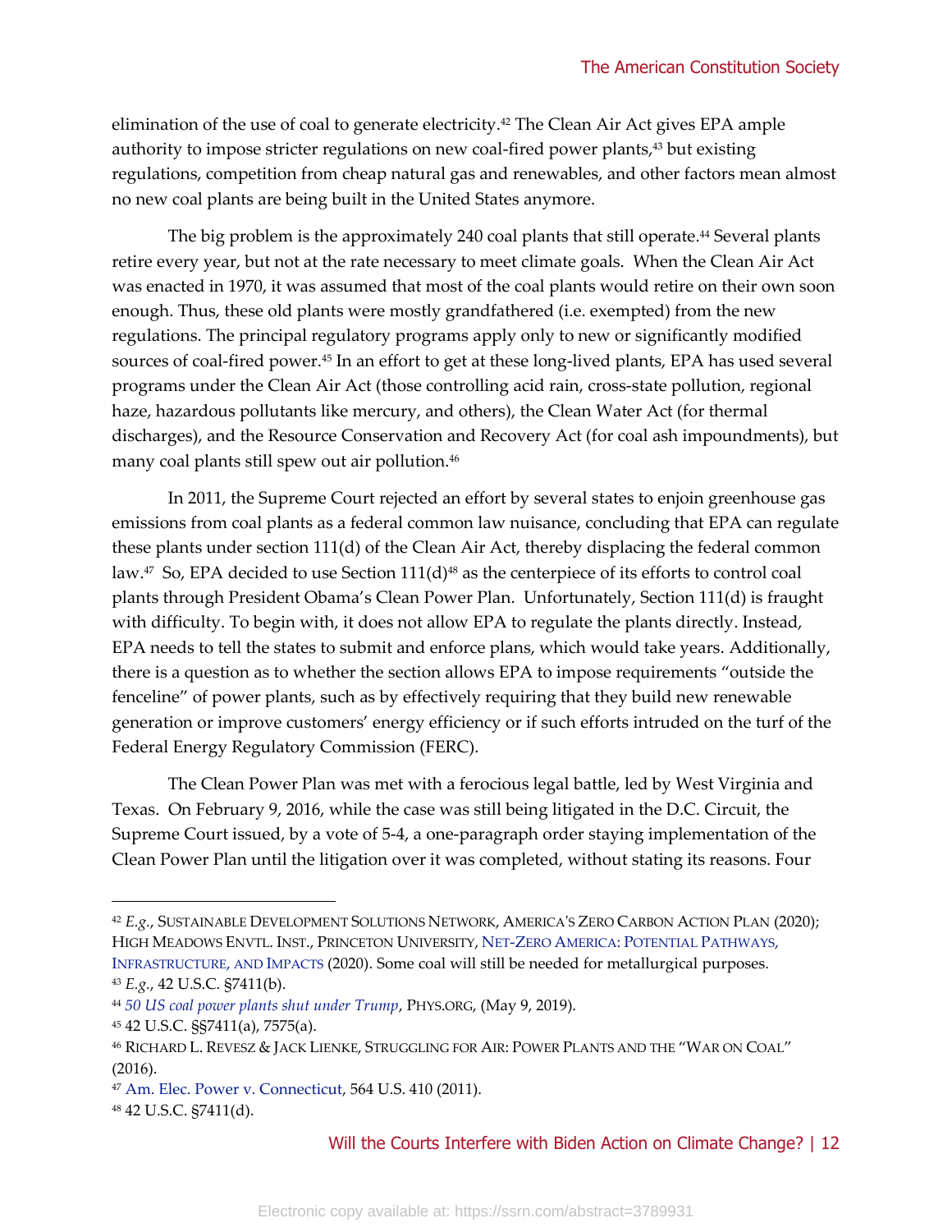elimination of the use of coal to generate electricity.[42] The Clean Air Act gives EPA ample authority to impose stricter regulations on new coal-fired power plants,[43] but existing regulations, competition from cheap natural gas and renewables, and other factors mean almost no new coal plants are being built in the United States anymore.

The big problem is the approximately 240 coal plants that still operate.[44] Several plants retire every year, but not at the rate necessary to meet climate goals. When the Clean Air Act was enacted in 1970, it was assumed that most of the coal plants would retire on their own soon enough. Thus, these old plants were mostly grandfathered (i.e. exempted) from the new regulations. The principal regulatory programs apply only to new or significantly modified sources of coal-fired power.[45] In an effort to get at these long-lived plants, EPA has used several programs under the Clean Air Act (those controlling acid rain, cross-state pollution, regional haze, hazardous pollutants like mercury, and others), the Clean Water Act (for thermal discharges), and the Resource Conservation and Recovery Act (for coal ash impoundments), but many coal plants still spew out air pollution.[46]

In 2011, the Supreme Court rejected an effort by several states to enjoin greenhouse gas emissions from coal plants as a federal common law nuisance, concluding that EPA can regulate these plants under section 111(d) of the Clean Air Act, thereby displacing the federal common law.[47] So, EPA decided to use Section 111(d)[48] as the centerpiece of its efforts to control coal plants through President Obama's Clean Power Plan. Unfortunately, Section 111(d) is fraught with difficulty. To begin with, it does not allow EPA to regulate the plants directly. Instead, EPA needs to tell the states to submit and enforce plans, which would take years. Additionally, there is a question as to whether the section allows EPA to impose requirements "outside the fenceline" of power plants, such as by effectively requiring that they build new renewable generation or improve customers' energy efficiency or if such efforts intruded on the turf of the Federal Energy Regulatory Commission (FERC).

The Clean Power Plan was met with a ferocious legal battle, led by West Virginia and Texas. On February 9, 2016, while the case was still being litigated in the D.C. Circuit, the Supreme Court issued, by a vote of 5-4, a one-paragraph order staying implementation of the Clean Power Plan until the litigation over it was completed, without stating its reasons. Four

---

[42] *E.g.*, SUSTAINABLE DEVELOPMENT SOLUTIONS NETWORK, AMERICA'S ZERO CARBON ACTION PLAN (2020); HIGH MEADOWS ENVTL. INST., PRINCETON UNIVERSITY, NET-ZERO AMERICA: POTENTIAL PATHWAYS, INFRASTRUCTURE, AND IMPACTS (2020). Some coal will still be needed for metallurgical purposes.

[43] *E.g.*, 42 U.S.C. §7411(b).

[44] *50 US coal power plants shut under Trump*, PHYS.ORG, (May 9, 2019).

[45] 42 U.S.C. §§7411(a), 7575(a).

[46] RICHARD L. REVESZ & JACK LIENKE, STRUGGLING FOR AIR: POWER PLANTS AND THE "WAR ON COAL" (2016).

[47] Am. Elec. Power v. Connecticut, 564 U.S. 410 (2011).

[48] 42 U.S.C. §7411(d).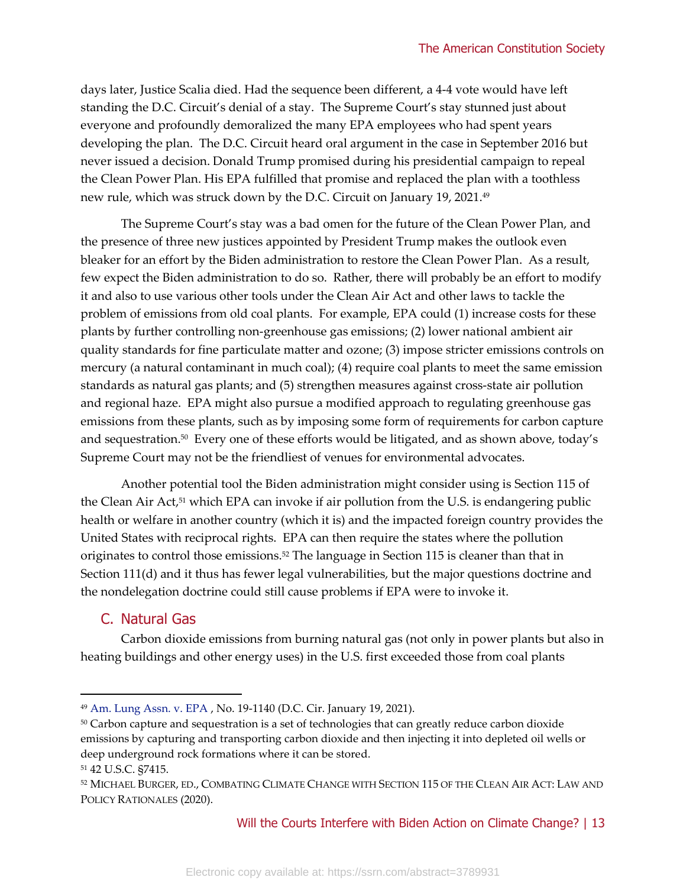days later, Justice Scalia died. Had the sequence been different, a 4-4 vote would have left standing the D.C. Circuit's denial of a stay. The Supreme Court's stay stunned just about everyone and profoundly demoralized the many EPA employees who had spent years developing the plan. The D.C. Circuit heard oral argument in the case in September 2016 but never issued a decision. Donald Trump promised during his presidential campaign to repeal the Clean Power Plan. His EPA fulfilled that promise and replaced the plan with a toothless new rule, which was struck down by the D.C. Circuit on January 19, 2021.[49]

The Supreme Court's stay was a bad omen for the future of the Clean Power Plan, and the presence of three new justices appointed by President Trump makes the outlook even bleaker for an effort by the Biden administration to restore the Clean Power Plan. As a result, few expect the Biden administration to do so. Rather, there will probably be an effort to modify it and also to use various other tools under the Clean Air Act and other laws to tackle the problem of emissions from old coal plants. For example, EPA could (1) increase costs for these plants by further controlling non-greenhouse gas emissions; (2) lower national ambient air quality standards for fine particulate matter and ozone; (3) impose stricter emissions controls on mercury (a natural contaminant in much coal); (4) require coal plants to meet the same emission standards as natural gas plants; and (5) strengthen measures against cross-state air pollution and regional haze. EPA might also pursue a modified approach to regulating greenhouse gas emissions from these plants, such as by imposing some form of requirements for carbon capture and sequestration.[50] Every one of these efforts would be litigated, and as shown above, today's Supreme Court may not be the friendliest of venues for environmental advocates.

Another potential tool the Biden administration might consider using is Section 115 of the Clean Air Act,[51] which EPA can invoke if air pollution from the U.S. is endangering public health or welfare in another country (which it is) and the impacted foreign country provides the United States with reciprocal rights. EPA can then require the states where the pollution originates to control those emissions.[52] The language in Section 115 is cleaner than that in Section 111(d) and it thus has fewer legal vulnerabilities, but the major questions doctrine and the nondelegation doctrine could still cause problems if EPA were to invoke it.

## C. Natural Gas

Carbon dioxide emissions from burning natural gas (not only in power plants but also in heating buildings and other energy uses) in the U.S. first exceeded those from coal plants

---

[49] Am. Lung Assn. v. EPA , No. 19-1140 (D.C. Cir. January 19, 2021).

[50] Carbon capture and sequestration is a set of technologies that can greatly reduce carbon dioxide emissions by capturing and transporting carbon dioxide and then injecting it into depleted oil wells or deep underground rock formations where it can be stored.

[51] 42 U.S.C. §7415.

[52] MICHAEL BURGER, ED., COMBATING CLIMATE CHANGE WITH SECTION 115 OF THE CLEAN AIR ACT: LAW AND POLICY RATIONALES (2020).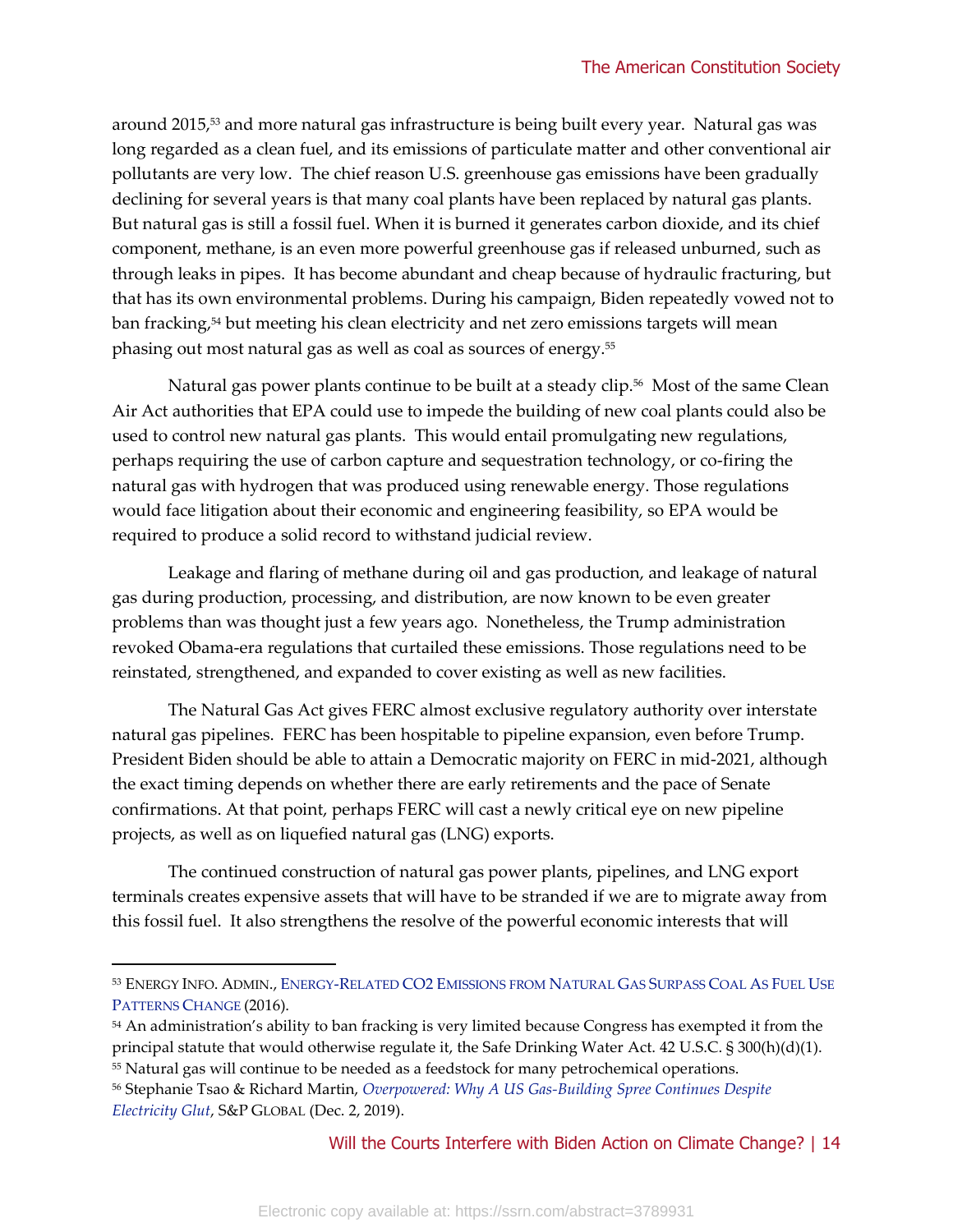around 2015,[53] and more natural gas infrastructure is being built every year. Natural gas was long regarded as a clean fuel, and its emissions of particulate matter and other conventional air pollutants are very low. The chief reason U.S. greenhouse gas emissions have been gradually declining for several years is that many coal plants have been replaced by natural gas plants. But natural gas is still a fossil fuel. When it is burned it generates carbon dioxide, and its chief component, methane, is an even more powerful greenhouse gas if released unburned, such as through leaks in pipes. It has become abundant and cheap because of hydraulic fracturing, but that has its own environmental problems. During his campaign, Biden repeatedly vowed not to ban fracking,[54] but meeting his clean electricity and net zero emissions targets will mean phasing out most natural gas as well as coal as sources of energy.[55]

Natural gas power plants continue to be built at a steady clip.[56] Most of the same Clean Air Act authorities that EPA could use to impede the building of new coal plants could also be used to control new natural gas plants. This would entail promulgating new regulations, perhaps requiring the use of carbon capture and sequestration technology, or co-firing the natural gas with hydrogen that was produced using renewable energy. Those regulations would face litigation about their economic and engineering feasibility, so EPA would be required to produce a solid record to withstand judicial review.

Leakage and flaring of methane during oil and gas production, and leakage of natural gas during production, processing, and distribution, are now known to be even greater problems than was thought just a few years ago. Nonetheless, the Trump administration revoked Obama-era regulations that curtailed these emissions. Those regulations need to be reinstated, strengthened, and expanded to cover existing as well as new facilities.

The Natural Gas Act gives FERC almost exclusive regulatory authority over interstate natural gas pipelines. FERC has been hospitable to pipeline expansion, even before Trump. President Biden should be able to attain a Democratic majority on FERC in mid-2021, although the exact timing depends on whether there are early retirements and the pace of Senate confirmations. At that point, perhaps FERC will cast a newly critical eye on new pipeline projects, as well as on liquefied natural gas (LNG) exports.

The continued construction of natural gas power plants, pipelines, and LNG export terminals creates expensive assets that will have to be stranded if we are to migrate away from this fossil fuel. It also strengthens the resolve of the powerful economic interests that will

---

[53] ENERGY INFO. ADMIN., ENERGY-RELATED CO2 EMISSIONS FROM NATURAL GAS SURPASS COAL AS FUEL USE PATTERNS CHANGE (2016).

[54] An administration's ability to ban fracking is very limited because Congress has exempted it from the principal statute that would otherwise regulate it, the Safe Drinking Water Act. 42 U.S.C. § 300(h)(d)(1).

[55] Natural gas will continue to be needed as a feedstock for many petrochemical operations.

[56] Stephanie Tsao & Richard Martin, *Overpowered: Why A US Gas-Building Spree Continues Despite Electricity Glut*, S&P GLOBAL (Dec. 2, 2019).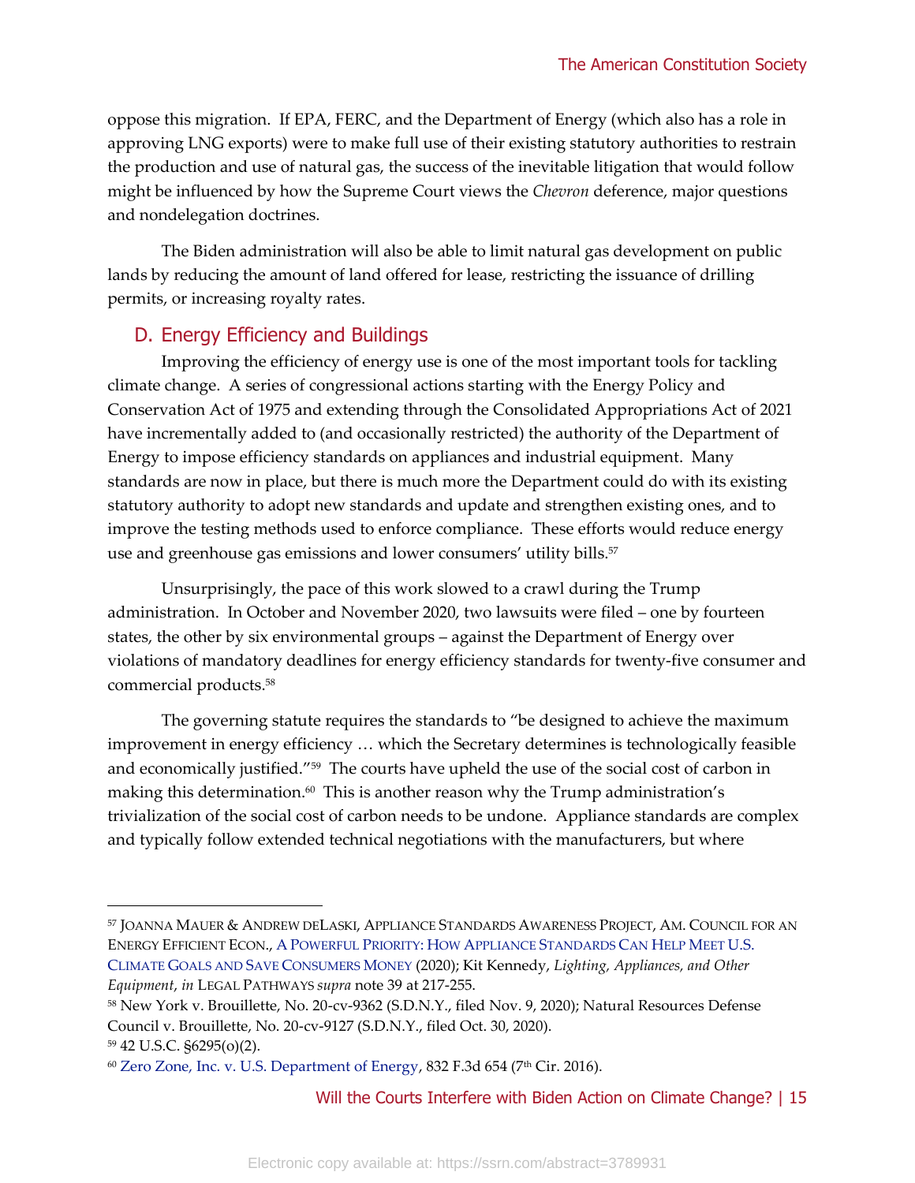oppose this migration. If EPA, FERC, and the Department of Energy (which also has a role in approving LNG exports) were to make full use of their existing statutory authorities to restrain the production and use of natural gas, the success of the inevitable litigation that would follow might be influenced by how the Supreme Court views the *Chevron* deference, major questions and nondelegation doctrines.

The Biden administration will also be able to limit natural gas development on public lands by reducing the amount of land offered for lease, restricting the issuance of drilling permits, or increasing royalty rates.

## D. Energy Efficiency and Buildings

Improving the efficiency of energy use is one of the most important tools for tackling climate change. A series of congressional actions starting with the Energy Policy and Conservation Act of 1975 and extending through the Consolidated Appropriations Act of 2021 have incrementally added to (and occasionally restricted) the authority of the Department of Energy to impose efficiency standards on appliances and industrial equipment. Many standards are now in place, but there is much more the Department could do with its existing statutory authority to adopt new standards and update and strengthen existing ones, and to improve the testing methods used to enforce compliance. These efforts would reduce energy use and greenhouse gas emissions and lower consumers' utility bills.[57]

Unsurprisingly, the pace of this work slowed to a crawl during the Trump administration. In October and November 2020, two lawsuits were filed – one by fourteen states, the other by six environmental groups – against the Department of Energy over violations of mandatory deadlines for energy efficiency standards for twenty-five consumer and commercial products.[58]

The governing statute requires the standards to "be designed to achieve the maximum improvement in energy efficiency … which the Secretary determines is technologically feasible and economically justified."[59] The courts have upheld the use of the social cost of carbon in making this determination.[60] This is another reason why the Trump administration's trivialization of the social cost of carbon needs to be undone. Appliance standards are complex and typically follow extended technical negotiations with the manufacturers, but where

---

[57] JOANNA MAUER & ANDREW DELASKI, APPLIANCE STANDARDS AWARENESS PROJECT, AM. COUNCIL FOR AN ENERGY EFFICIENT ECON., A POWERFUL PRIORITY: HOW APPLIANCE STANDARDS CAN HELP MEET U.S. CLIMATE GOALS AND SAVE CONSUMERS MONEY (2020); Kit Kennedy, *Lighting, Appliances, and Other Equipment*, *in* LEGAL PATHWAYS *supra* note 39 at 217-255.

[58] New York v. Brouillette, No. 20-cv-9362 (S.D.N.Y., filed Nov. 9, 2020); Natural Resources Defense Council v. Brouillette, No. 20-cv-9127 (S.D.N.Y., filed Oct. 30, 2020).

[59] 42 U.S.C. §6295(o)(2).

[60] Zero Zone, Inc. v. U.S. Department of Energy, 832 F.3d 654 (7th Cir. 2016).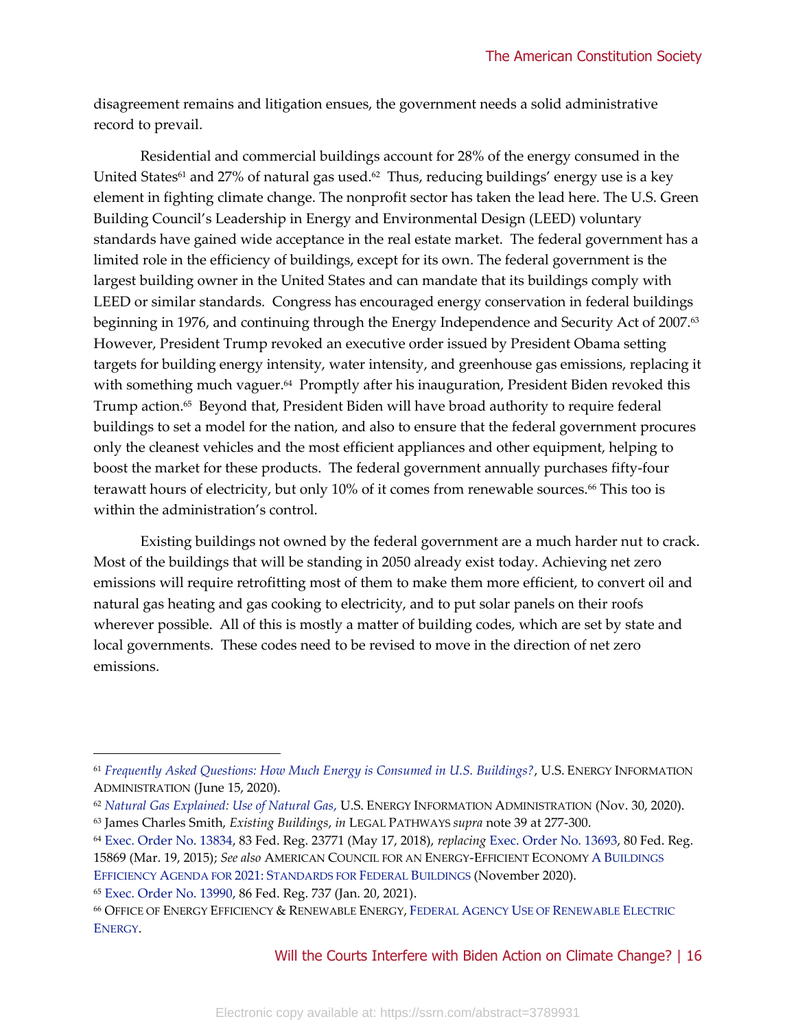disagreement remains and litigation ensues, the government needs a solid administrative record to prevail.

Residential and commercial buildings account for 28% of the energy consumed in the United States[61] and 27% of natural gas used.[62] Thus, reducing buildings' energy use is a key element in fighting climate change. The nonprofit sector has taken the lead here. The U.S. Green Building Council's Leadership in Energy and Environmental Design (LEED) voluntary standards have gained wide acceptance in the real estate market. The federal government has a limited role in the efficiency of buildings, except for its own. The federal government is the largest building owner in the United States and can mandate that its buildings comply with LEED or similar standards. Congress has encouraged energy conservation in federal buildings beginning in 1976, and continuing through the Energy Independence and Security Act of 2007.[63] However, President Trump revoked an executive order issued by President Obama setting targets for building energy intensity, water intensity, and greenhouse gas emissions, replacing it with something much vaguer.[64] Promptly after his inauguration, President Biden revoked this Trump action.[65] Beyond that, President Biden will have broad authority to require federal buildings to set a model for the nation, and also to ensure that the federal government procures only the cleanest vehicles and the most efficient appliances and other equipment, helping to boost the market for these products. The federal government annually purchases fifty-four terawatt hours of electricity, but only 10% of it comes from renewable sources.[66] This too is within the administration's control.

Existing buildings not owned by the federal government are a much harder nut to crack. Most of the buildings that will be standing in 2050 already exist today. Achieving net zero emissions will require retrofitting most of them to make them more efficient, to convert oil and natural gas heating and gas cooking to electricity, and to put solar panels on their roofs wherever possible. All of this is mostly a matter of building codes, which are set by state and local governments. These codes need to be revised to move in the direction of net zero emissions.

---

[61] *Frequently Asked Questions: How Much Energy is Consumed in U.S. Buildings?*, U.S. ENERGY INFORMATION ADMINISTRATION (June 15, 2020).

[62] *Natural Gas Explained: Use of Natural Gas*, U.S. ENERGY INFORMATION ADMINISTRATION (Nov. 30, 2020).

[63] James Charles Smith, *Existing Buildings*, *in* LEGAL PATHWAYS *supra* note 39 at 277-300.

[64] Exec. Order No. 13834, 83 Fed. Reg. 23771 (May 17, 2018), *replacing* Exec. Order No. 13693, 80 Fed. Reg. 15869 (Mar. 19, 2015); *See also* AMERICAN COUNCIL FOR AN ENERGY-EFFICIENT ECONOMY A BUILDINGS EFFICIENCY AGENDA FOR 2021: STANDARDS FOR FEDERAL BUILDINGS (November 2020).

[65] Exec. Order No. 13990, 86 Fed. Reg. 737 (Jan. 20, 2021).

[66] OFFICE OF ENERGY EFFICIENCY & RENEWABLE ENERGY, FEDERAL AGENCY USE OF RENEWABLE ELECTRIC ENERGY.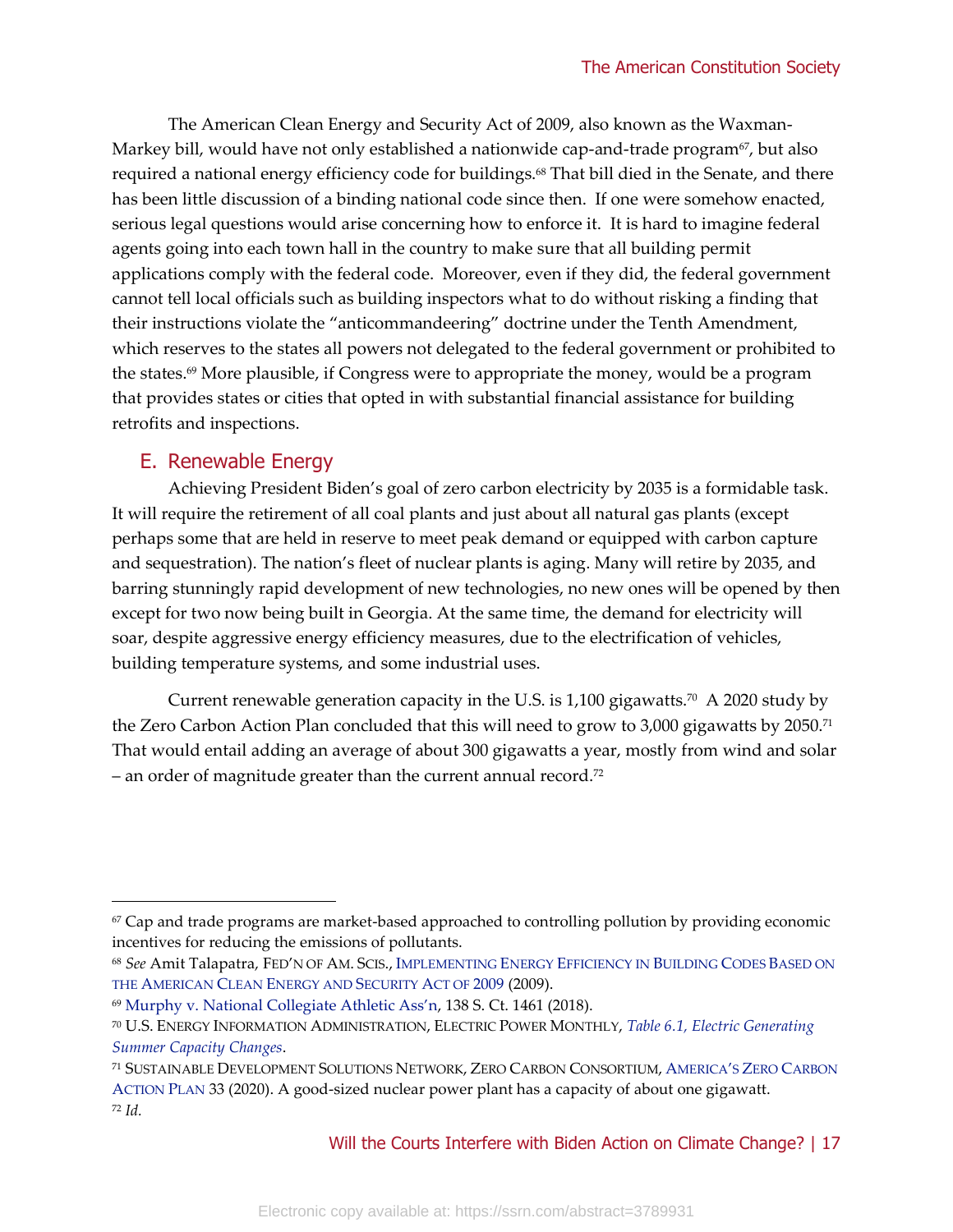The American Clean Energy and Security Act of 2009, also known as the Waxman-Markey bill, would have not only established a nationwide cap-and-trade program[67], but also required a national energy efficiency code for buildings.[68] That bill died in the Senate, and there has been little discussion of a binding national code since then. If one were somehow enacted, serious legal questions would arise concerning how to enforce it. It is hard to imagine federal agents going into each town hall in the country to make sure that all building permit applications comply with the federal code. Moreover, even if they did, the federal government cannot tell local officials such as building inspectors what to do without risking a finding that their instructions violate the "anticommandeering" doctrine under the Tenth Amendment, which reserves to the states all powers not delegated to the federal government or prohibited to the states.[69] More plausible, if Congress were to appropriate the money, would be a program that provides states or cities that opted in with substantial financial assistance for building retrofits and inspections.

## E. Renewable Energy

Achieving President Biden's goal of zero carbon electricity by 2035 is a formidable task. It will require the retirement of all coal plants and just about all natural gas plants (except perhaps some that are held in reserve to meet peak demand or equipped with carbon capture and sequestration). The nation's fleet of nuclear plants is aging. Many will retire by 2035, and barring stunningly rapid development of new technologies, no new ones will be opened by then except for two now being built in Georgia. At the same time, the demand for electricity will soar, despite aggressive energy efficiency measures, due to the electrification of vehicles, building temperature systems, and some industrial uses.

Current renewable generation capacity in the U.S. is 1,100 gigawatts.[70] A 2020 study by the Zero Carbon Action Plan concluded that this will need to grow to 3,000 gigawatts by 2050.[71] That would entail adding an average of about 300 gigawatts a year, mostly from wind and solar – an order of magnitude greater than the current annual record.[72]

---

[67] Cap and trade programs are market-based approached to controlling pollution by providing economic incentives for reducing the emissions of pollutants.

[68] *See* Amit Talapatra, FED'N OF AM. SCIS., IMPLEMENTING ENERGY EFFICIENCY IN BUILDING CODES BASED ON THE AMERICAN CLEAN ENERGY AND SECURITY ACT OF 2009 (2009).

[69] Murphy v. National Collegiate Athletic Ass'n, 138 S. Ct. 1461 (2018).

[70] U.S. ENERGY INFORMATION ADMINISTRATION, ELECTRIC POWER MONTHLY, *Table 6.1, Electric Generating Summer Capacity Changes*.

[71] SUSTAINABLE DEVELOPMENT SOLUTIONS NETWORK, ZERO CARBON CONSORTIUM, AMERICA'S ZERO CARBON ACTION PLAN 33 (2020). A good-sized nuclear power plant has a capacity of about one gigawatt.

[72] *Id.*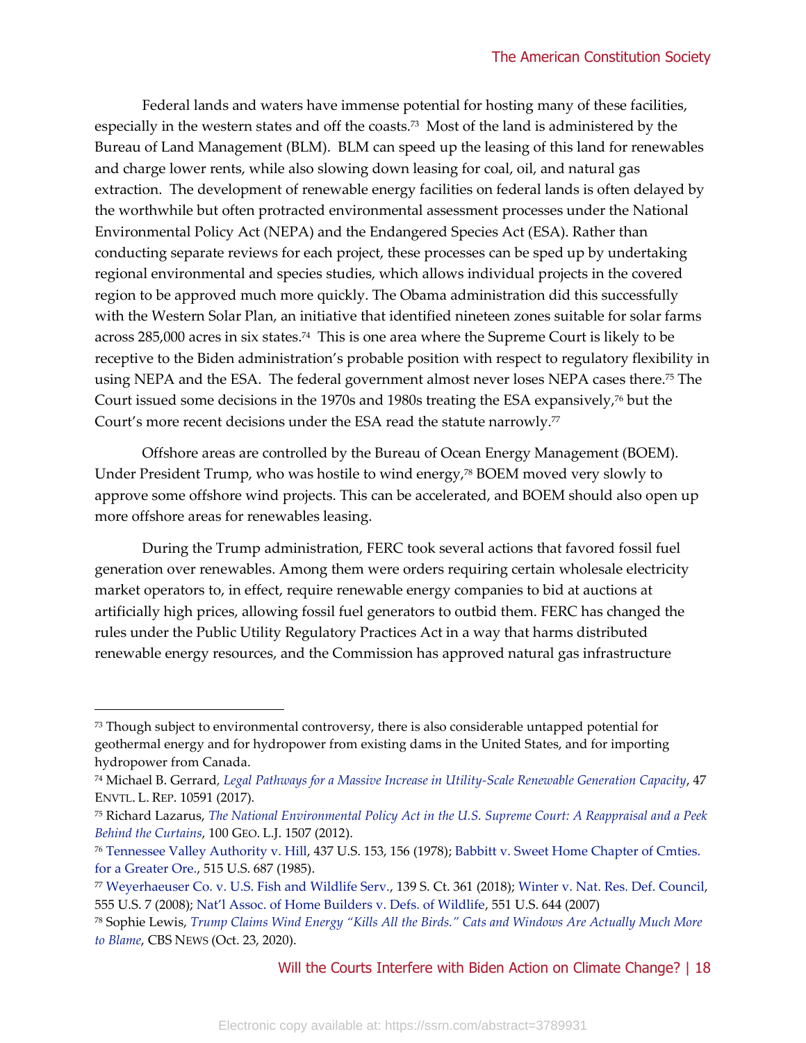Federal lands and waters have immense potential for hosting many of these facilities, especially in the western states and off the coasts.[73] Most of the land is administered by the Bureau of Land Management (BLM). BLM can speed up the leasing of this land for renewables and charge lower rents, while also slowing down leasing for coal, oil, and natural gas extraction. The development of renewable energy facilities on federal lands is often delayed by the worthwhile but often protracted environmental assessment processes under the National Environmental Policy Act (NEPA) and the Endangered Species Act (ESA). Rather than conducting separate reviews for each project, these processes can be sped up by undertaking regional environmental and species studies, which allows individual projects in the covered region to be approved much more quickly. The Obama administration did this successfully with the Western Solar Plan, an initiative that identified nineteen zones suitable for solar farms across 285,000 acres in six states.[74] This is one area where the Supreme Court is likely to be receptive to the Biden administration's probable position with respect to regulatory flexibility in using NEPA and the ESA. The federal government almost never loses NEPA cases there.[75] The Court issued some decisions in the 1970s and 1980s treating the ESA expansively,[76] but the Court's more recent decisions under the ESA read the statute narrowly.[77]

Offshore areas are controlled by the Bureau of Ocean Energy Management (BOEM). Under President Trump, who was hostile to wind energy,[78] BOEM moved very slowly to approve some offshore wind projects. This can be accelerated, and BOEM should also open up more offshore areas for renewables leasing.

During the Trump administration, FERC took several actions that favored fossil fuel generation over renewables. Among them were orders requiring certain wholesale electricity market operators to, in effect, require renewable energy companies to bid at auctions at artificially high prices, allowing fossil fuel generators to outbid them. FERC has changed the rules under the Public Utility Regulatory Practices Act in a way that harms distributed renewable energy resources, and the Commission has approved natural gas infrastructure

---

[73] Though subject to environmental controversy, there is also considerable untapped potential for geothermal energy and for hydropower from existing dams in the United States, and for importing hydropower from Canada.

[74] Michael B. Gerrard, *Legal Pathways for a Massive Increase in Utility-Scale Renewable Generation Capacity*, 47 ENVTL. L. REP. 10591 (2017).

[75] Richard Lazarus, *The National Environmental Policy Act in the U.S. Supreme Court: A Reappraisal and a Peek Behind the Curtains*, 100 GEO. L.J. 1507 (2012).

[76] Tennessee Valley Authority v. Hill, 437 U.S. 153, 156 (1978); Babbitt v. Sweet Home Chapter of Cmties. for a Greater Ore., 515 U.S. 687 (1985).

[77] Weyerhaeuser Co. v. U.S. Fish and Wildlife Serv., 139 S. Ct. 361 (2018); Winter v. Nat. Res. Def. Council, 555 U.S. 7 (2008); Nat'l Assoc. of Home Builders v. Defs. of Wildlife, 551 U.S. 644 (2007)

[78] Sophie Lewis, *Trump Claims Wind Energy "Kills All the Birds." Cats and Windows Are Actually Much More to Blame*, CBS NEWS (Oct. 23, 2020).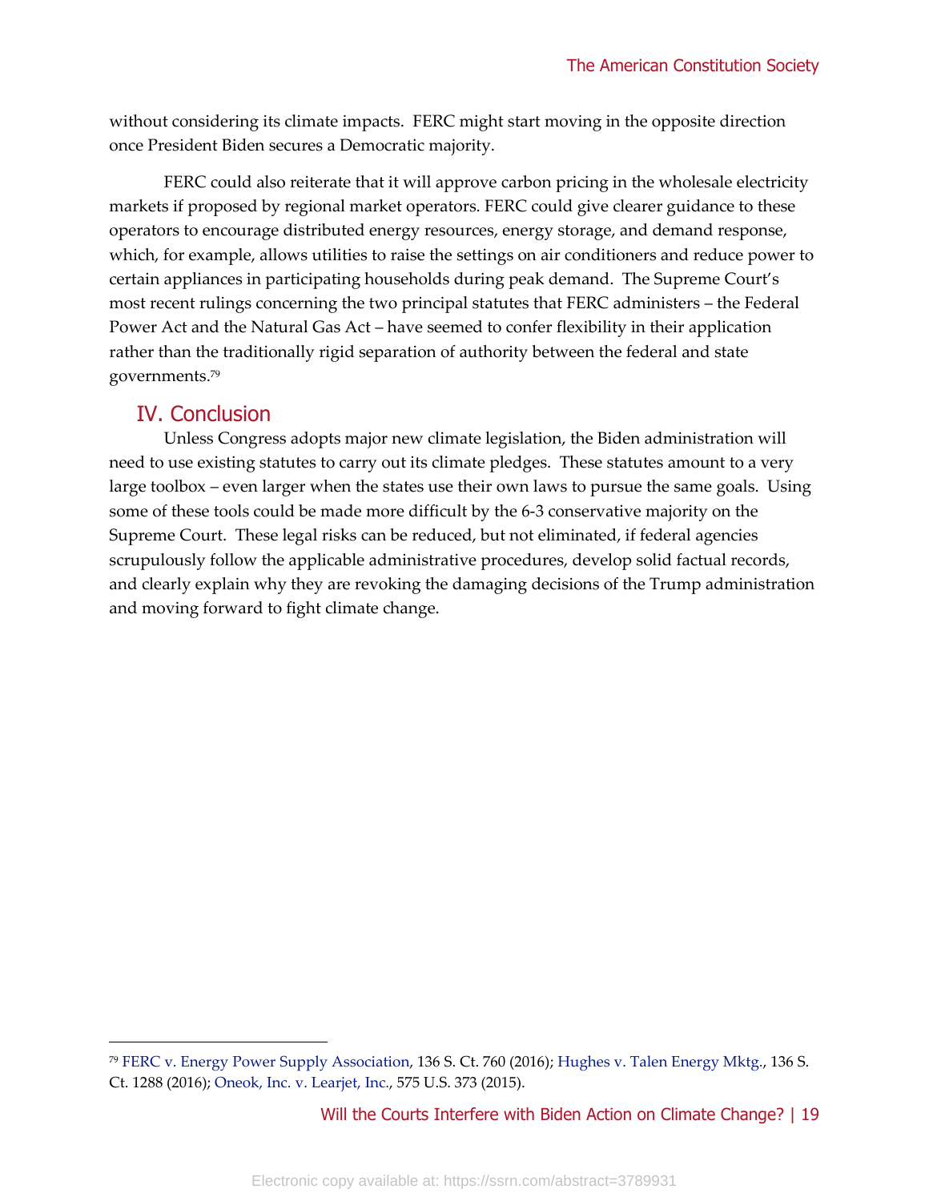without considering its climate impacts. FERC might start moving in the opposite direction once President Biden secures a Democratic majority.

FERC could also reiterate that it will approve carbon pricing in the wholesale electricity markets if proposed by regional market operators. FERC could give clearer guidance to these operators to encourage distributed energy resources, energy storage, and demand response, which, for example, allows utilities to raise the settings on air conditioners and reduce power to certain appliances in participating households during peak demand. The Supreme Court's most recent rulings concerning the two principal statutes that FERC administers – the Federal Power Act and the Natural Gas Act – have seemed to confer flexibility in their application rather than the traditionally rigid separation of authority between the federal and state governments.[79]

## IV. Conclusion

Unless Congress adopts major new climate legislation, the Biden administration will need to use existing statutes to carry out its climate pledges. These statutes amount to a very large toolbox – even larger when the states use their own laws to pursue the same goals. Using some of these tools could be made more difficult by the 6-3 conservative majority on the Supreme Court. These legal risks can be reduced, but not eliminated, if federal agencies scrupulously follow the applicable administrative procedures, develop solid factual records, and clearly explain why they are revoking the damaging decisions of the Trump administration and moving forward to fight climate change.

---

[79] FERC v. Energy Power Supply Association, 136 S. Ct. 760 (2016); Hughes v. Talen Energy Mktg., 136 S. Ct. 1288 (2016); Oneok, Inc. v. Learjet, Inc., 575 U.S. 373 (2015).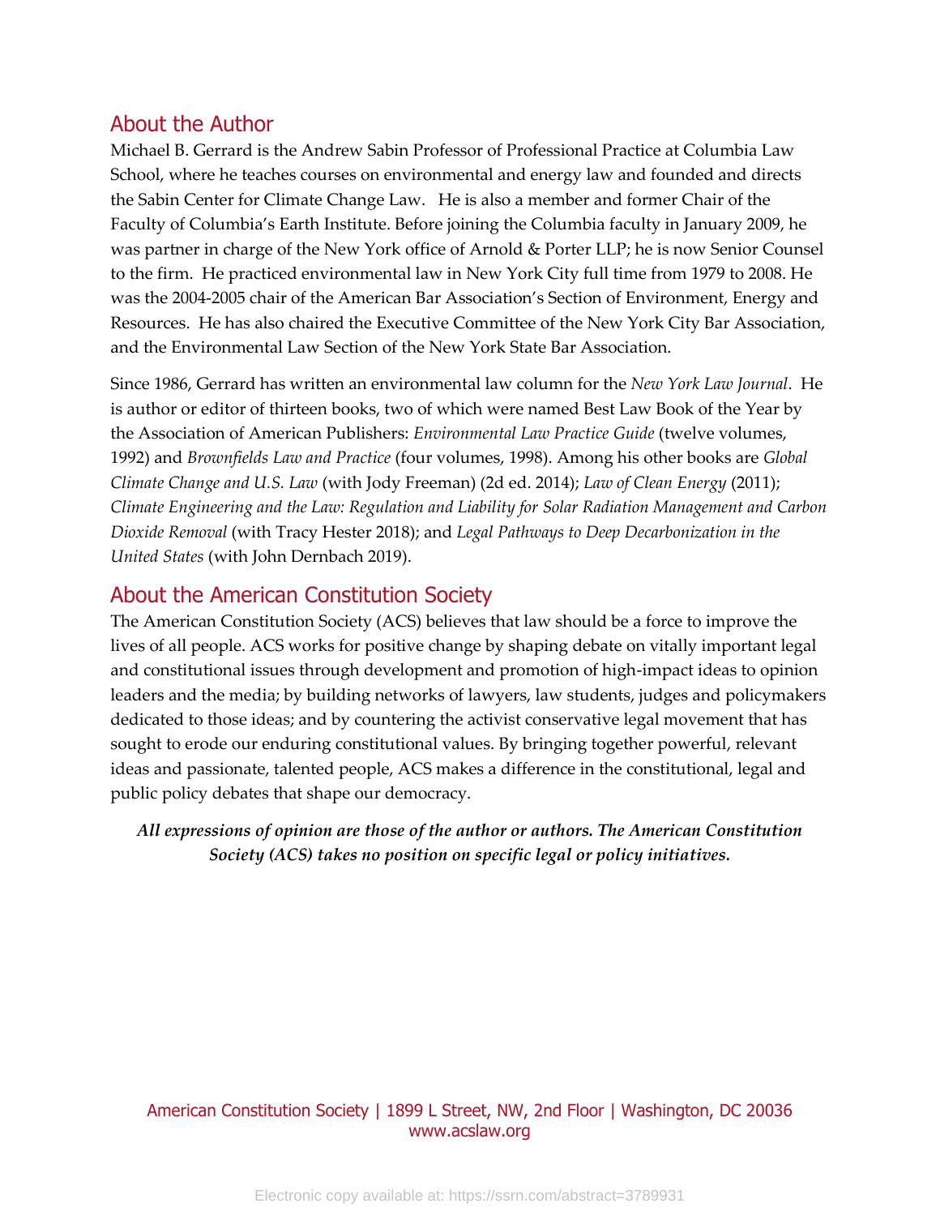## About the Author

Michael B. Gerrard is the Andrew Sabin Professor of Professional Practice at Columbia Law School, where he teaches courses on environmental and energy law and founded and directs the Sabin Center for Climate Change Law. He is also a member and former Chair of the Faculty of Columbia's Earth Institute. Before joining the Columbia faculty in January 2009, he was partner in charge of the New York office of Arnold & Porter LLP; he is now Senior Counsel to the firm. He practiced environmental law in New York City full time from 1979 to 2008. He was the 2004-2005 chair of the American Bar Association's Section of Environment, Energy and Resources. He has also chaired the Executive Committee of the New York City Bar Association, and the Environmental Law Section of the New York State Bar Association.

Since 1986, Gerrard has written an environmental law column for the *New York Law Journal*. He is author or editor of thirteen books, two of which were named Best Law Book of the Year by the Association of American Publishers: *Environmental Law Practice Guide* (twelve volumes, 1992) and *Brownfields Law and Practice* (four volumes, 1998). Among his other books are *Global Climate Change and U.S. Law* (with Jody Freeman) (2d ed. 2014); *Law of Clean Energy* (2011); *Climate Engineering and the Law: Regulation and Liability for Solar Radiation Management and Carbon Dioxide Removal* (with Tracy Hester 2018); and *Legal Pathways to Deep Decarbonization in the United States* (with John Dernbach 2019).

## About the American Constitution Society

The American Constitution Society (ACS) believes that law should be a force to improve the lives of all people. ACS works for positive change by shaping debate on vitally important legal and constitutional issues through development and promotion of high-impact ideas to opinion leaders and the media; by building networks of lawyers, law students, judges and policymakers dedicated to those ideas; and by countering the activist conservative legal movement that has sought to erode our enduring constitutional values. By bringing together powerful, relevant ideas and passionate, talented people, ACS makes a difference in the constitutional, legal and public policy debates that shape our democracy.

***All expressions of opinion are those of the author or authors. The American Constitution Society (ACS) takes no position on specific legal or policy initiatives.***

American Constitution Society | 1899 L Street, NW, 2nd Floor | Washington, DC 20036
www.acslaw.org